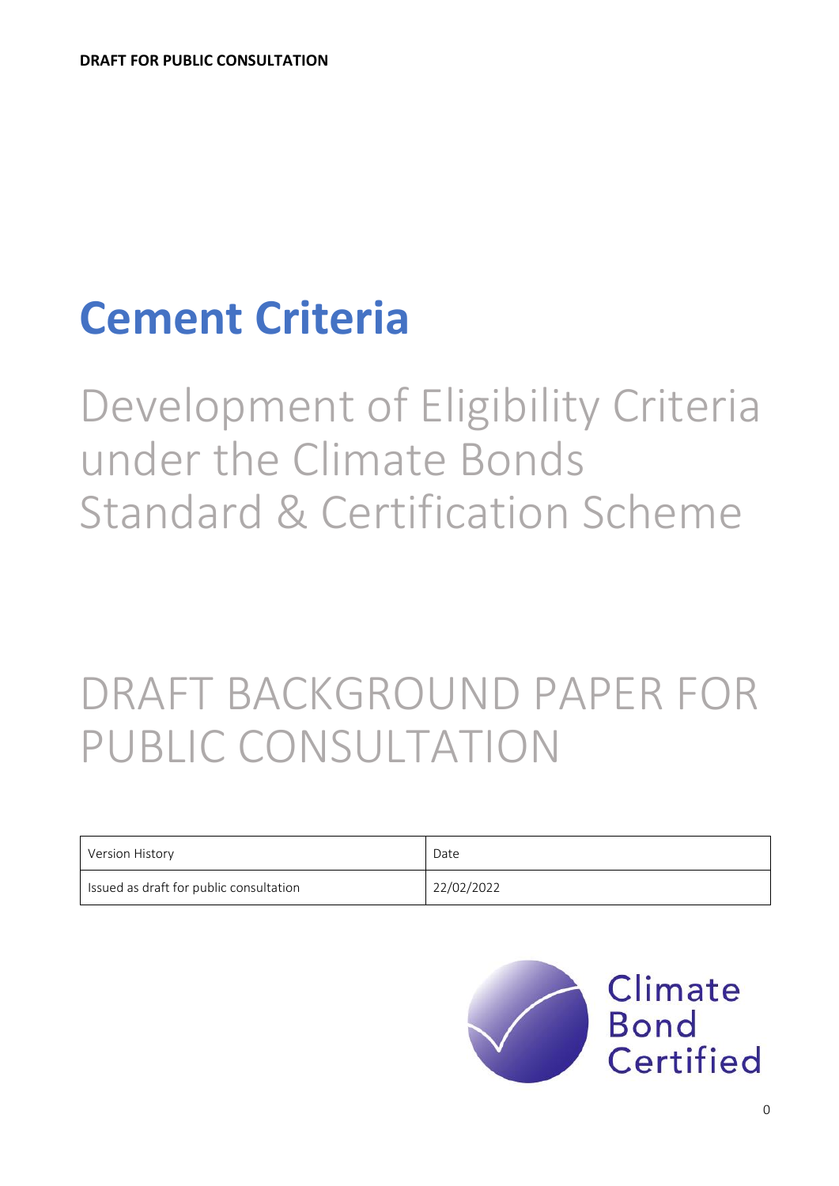**DRAFT FOR PUBLIC CONSULTATION**

# Cement Criteria

Development of Eligibility Criteria under the Climate Bonds Standard & Certification Scheme

DRAFT BACKGROUND PAPER FOR PUBLIC CONSULTATION

| Version History | Date |
| --- | --- |
| Issued as draft for public consultation | 22/02/2022 |

Climate Bond Certified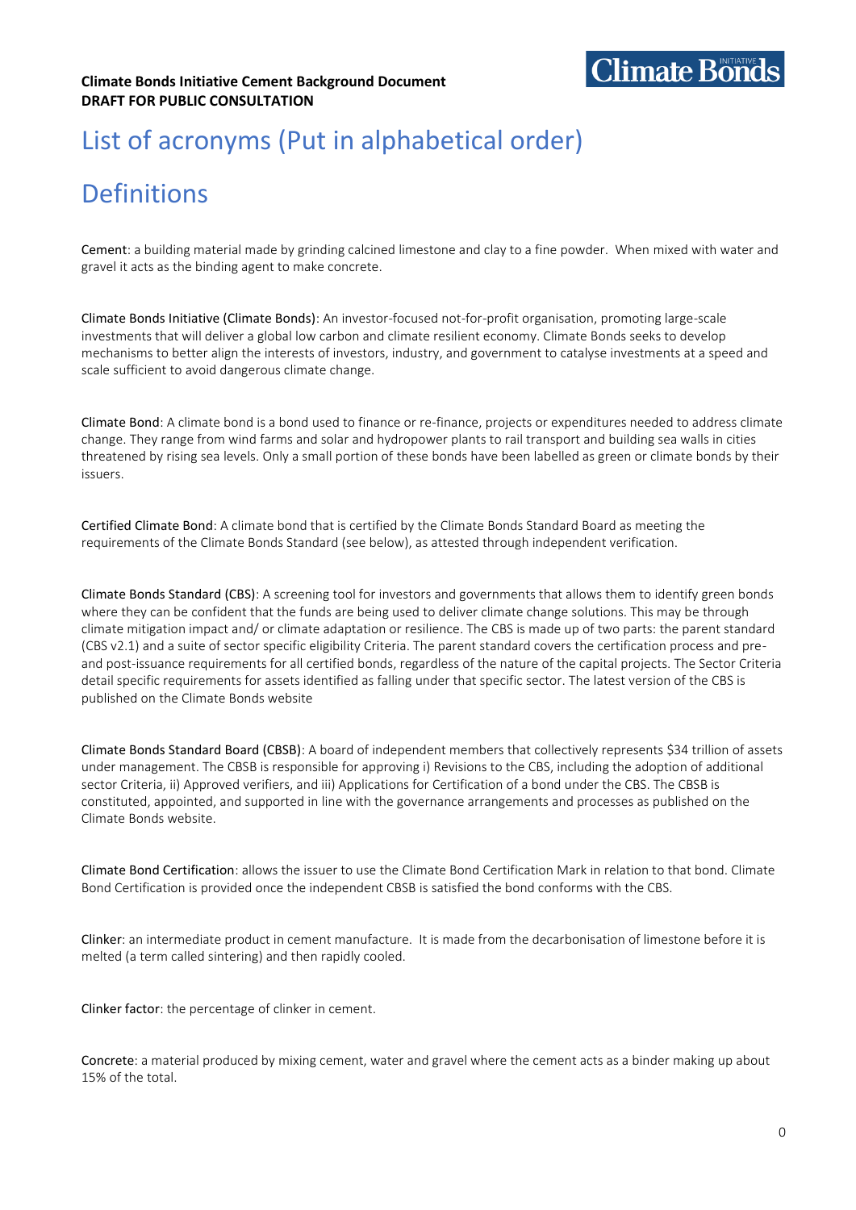# List of acronyms (Put in alphabetical order)

# Definitions

Cement: a building material made by grinding calcined limestone and clay to a fine powder. When mixed with water and gravel it acts as the binding agent to make concrete.

Climate Bonds Initiative (Climate Bonds): An investor-focused not-for-profit organisation, promoting large-scale investments that will deliver a global low carbon and climate resilient economy. Climate Bonds seeks to develop mechanisms to better align the interests of investors, industry, and government to catalyse investments at a speed and scale sufficient to avoid dangerous climate change.

Climate Bond: A climate bond is a bond used to finance or re-finance, projects or expenditures needed to address climate change. They range from wind farms and solar and hydropower plants to rail transport and building sea walls in cities threatened by rising sea levels. Only a small portion of these bonds have been labelled as green or climate bonds by their issuers.

Certified Climate Bond: A climate bond that is certified by the Climate Bonds Standard Board as meeting the requirements of the Climate Bonds Standard (see below), as attested through independent verification.

Climate Bonds Standard (CBS): A screening tool for investors and governments that allows them to identify green bonds where they can be confident that the funds are being used to deliver climate change solutions. This may be through climate mitigation impact and/ or climate adaptation or resilience. The CBS is made up of two parts: the parent standard (CBS v2.1) and a suite of sector specific eligibility Criteria. The parent standard covers the certification process and pre- and post-issuance requirements for all certified bonds, regardless of the nature of the capital projects. The Sector Criteria detail specific requirements for assets identified as falling under that specific sector. The latest version of the CBS is published on the Climate Bonds website

Climate Bonds Standard Board (CBSB): A board of independent members that collectively represents $34 trillion of assets under management. The CBSB is responsible for approving i) Revisions to the CBS, including the adoption of additional sector Criteria, ii) Approved verifiers, and iii) Applications for Certification of a bond under the CBS. The CBSB is constituted, appointed, and supported in line with the governance arrangements and processes as published on the Climate Bonds website.

Climate Bond Certification: allows the issuer to use the Climate Bond Certification Mark in relation to that bond. Climate Bond Certification is provided once the independent CBSB is satisfied the bond conforms with the CBS.

Clinker: an intermediate product in cement manufacture. It is made from the decarbonisation of limestone before it is melted (a term called sintering) and then rapidly cooled.

Clinker factor: the percentage of clinker in cement.

Concrete: a material produced by mixing cement, water and gravel where the cement acts as a binder making up about 15% of the total.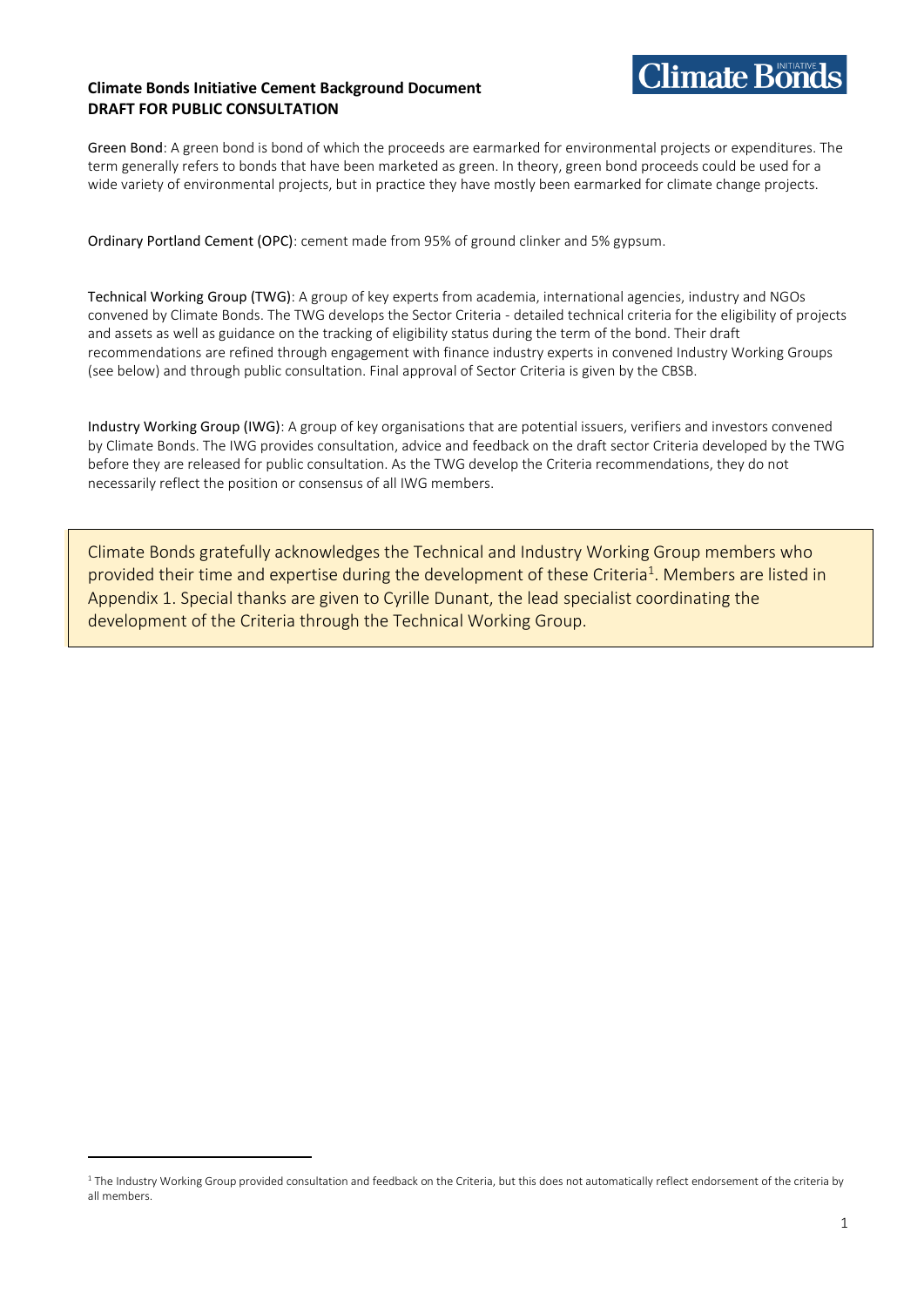Green Bond: A green bond is bond of which the proceeds are earmarked for environmental projects or expenditures. The term generally refers to bonds that have been marketed as green. In theory, green bond proceeds could be used for a wide variety of environmental projects, but in practice they have mostly been earmarked for climate change projects.

Ordinary Portland Cement (OPC): cement made from 95% of ground clinker and 5% gypsum.

Technical Working Group (TWG): A group of key experts from academia, international agencies, industry and NGOs convened by Climate Bonds. The TWG develops the Sector Criteria - detailed technical criteria for the eligibility of projects and assets as well as guidance on the tracking of eligibility status during the term of the bond. Their draft recommendations are refined through engagement with finance industry experts in convened Industry Working Groups (see below) and through public consultation. Final approval of Sector Criteria is given by the CBSB.

Industry Working Group (IWG): A group of key organisations that are potential issuers, verifiers and investors convened by Climate Bonds. The IWG provides consultation, advice and feedback on the draft sector Criteria developed by the TWG before they are released for public consultation. As the TWG develop the Criteria recommendations, they do not necessarily reflect the position or consensus of all IWG members.

> Climate Bonds gratefully acknowledges the Technical and Industry Working Group members who provided their time and expertise during the development of these Criteria[1]. Members are listed in Appendix 1. Special thanks are given to Cyrille Dunant, the lead specialist coordinating the development of the Criteria through the Technical Working Group.

[1] The Industry Working Group provided consultation and feedback on the Criteria, but this does not automatically reflect endorsement of the criteria by all members.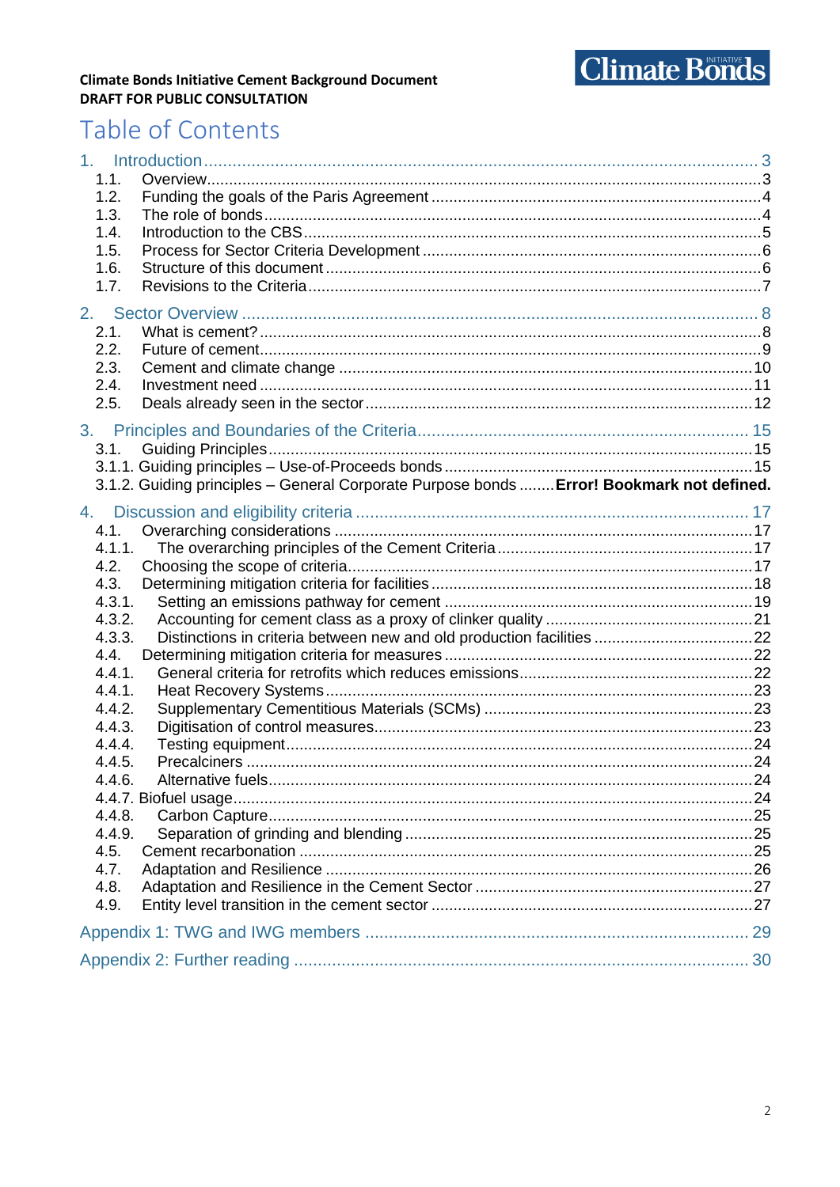# Table of Contents

1. Introduction ........................................................................................................ 3
   - 1.1. Overview........................................................................................................ 3
   - 1.2. Funding the goals of the Paris Agreement ......................................................... 4
   - 1.3. The role of bonds.............................................................................................. 4
   - 1.4. Introduction to the CBS..................................................................................... 5
   - 1.5. Process for Sector Criteria Development ........................................................... 6
   - 1.6. Structure of this document ................................................................................ 6
   - 1.7. Revisions to the Criteria..................................................................................... 7

2. Sector Overview .................................................................................................. 8
   - 2.1. What is cement?................................................................................................ 8
   - 2.2. Future of cement................................................................................................ 9
   - 2.3. Cement and climate change ............................................................................. 10
   - 2.4. Investment need .............................................................................................. 11
   - 2.5. Deals already seen in the sector....................................................................... 12

3. Principles and Boundaries of the Criteria.......................................................... 15
   - 3.1. Guiding Principles............................................................................................ 15
   - 3.1.1. Guiding principles – Use-of-Proceeds bonds .................................................. 15
   - 3.1.2. Guiding principles – General Corporate Purpose bonds ........ **Error! Bookmark not defined.**

4. Discussion and eligibility criteria ...................................................................... 17
   - 4.1. Overarching considerations .............................................................................. 17
   - 4.1.1. The overarching principles of the Cement Criteria .......................................... 17
   - 4.2. Choosing the scope of criteria........................................................................... 17
   - 4.3. Determining mitigation criteria for facilities ........................................................ 18
   - 4.3.1. Setting an emissions pathway for cement ...................................................... 19
   - 4.3.2. Accounting for cement class as a proxy of clinker quality ............................... 21
   - 4.3.3. Distinctions in criteria between new and old production facilities .................... 22
   - 4.4. Determining mitigation criteria for measures ..................................................... 22
   - 4.4.1. General criteria for retrofits which reduces emissions..................................... 22
   - 4.4.1. Heat Recovery Systems................................................................................. 23
   - 4.4.2. Supplementary Cementitious Materials (SCMs) ............................................. 23
   - 4.4.3. Digitisation of control measures..................................................................... 23
   - 4.4.4. Testing equipment......................................................................................... 24
   - 4.4.5. Precalciners .................................................................................................. 24
   - 4.4.6. Alternative fuels............................................................................................. 24
   - 4.4.7. Biofuel usage................................................................................................. 24
   - 4.4.8. Carbon Capture............................................................................................. 25
   - 4.4.9. Separation of grinding and blending ............................................................... 25
   - 4.5. Cement recarbonation ..................................................................................... 25
   - 4.7. Adaptation and Resilience ............................................................................... 26
   - 4.8. Adaptation and Resilience in the Cement Sector .............................................. 27
   - 4.9. Entity level transition in the cement sector ........................................................ 27

Appendix 1: TWG and IWG members ................................................................... 29

Appendix 2: Further reading ................................................................................. 30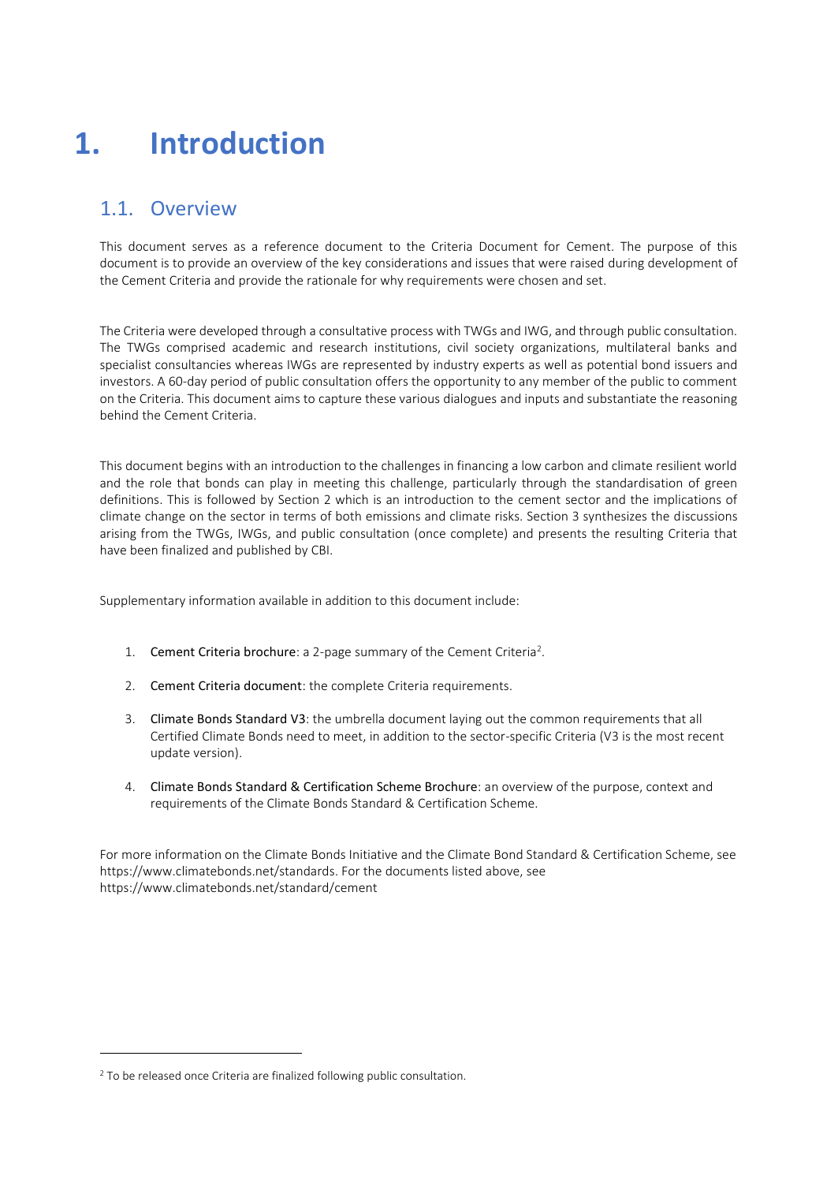# 1. Introduction

## 1.1. Overview

This document serves as a reference document to the Criteria Document for Cement. The purpose of this document is to provide an overview of the key considerations and issues that were raised during development of the Cement Criteria and provide the rationale for why requirements were chosen and set.

The Criteria were developed through a consultative process with TWGs and IWG, and through public consultation. The TWGs comprised academic and research institutions, civil society organizations, multilateral banks and specialist consultancies whereas IWGs are represented by industry experts as well as potential bond issuers and investors. A 60-day period of public consultation offers the opportunity to any member of the public to comment on the Criteria. This document aims to capture these various dialogues and inputs and substantiate the reasoning behind the Cement Criteria.

This document begins with an introduction to the challenges in financing a low carbon and climate resilient world and the role that bonds can play in meeting this challenge, particularly through the standardisation of green definitions. This is followed by Section 2 which is an introduction to the cement sector and the implications of climate change on the sector in terms of both emissions and climate risks. Section 3 synthesizes the discussions arising from the TWGs, IWGs, and public consultation (once complete) and presents the resulting Criteria that have been finalized and published by CBI.

Supplementary information available in addition to this document include:

1. Cement Criteria brochure: a 2-page summary of the Cement Criteria[2].
2. Cement Criteria document: the complete Criteria requirements.
3. Climate Bonds Standard V3: the umbrella document laying out the common requirements that all Certified Climate Bonds need to meet, in addition to the sector-specific Criteria (V3 is the most recent update version).
4. Climate Bonds Standard & Certification Scheme Brochure: an overview of the purpose, context and requirements of the Climate Bonds Standard & Certification Scheme.

For more information on the Climate Bonds Initiative and the Climate Bond Standard & Certification Scheme, see https://www.climatebonds.net/standards. For the documents listed above, see https://www.climatebonds.net/standard/cement

---

[2] To be released once Criteria are finalized following public consultation.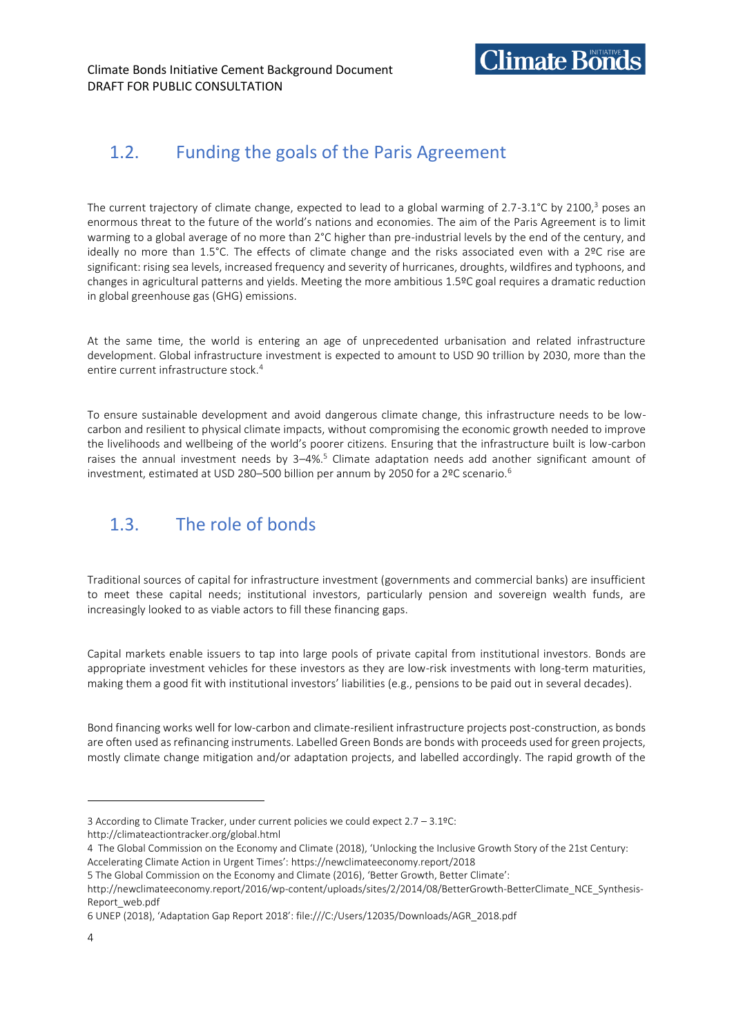## 1.2. Funding the goals of the Paris Agreement

The current trajectory of climate change, expected to lead to a global warming of 2.7-3.1°C by 2100,[3] poses an enormous threat to the future of the world's nations and economies. The aim of the Paris Agreement is to limit warming to a global average of no more than 2°C higher than pre-industrial levels by the end of the century, and ideally no more than 1.5°C. The effects of climate change and the risks associated even with a 2ºC rise are significant: rising sea levels, increased frequency and severity of hurricanes, droughts, wildfires and typhoons, and changes in agricultural patterns and yields. Meeting the more ambitious 1.5ºC goal requires a dramatic reduction in global greenhouse gas (GHG) emissions.

At the same time, the world is entering an age of unprecedented urbanisation and related infrastructure development. Global infrastructure investment is expected to amount to USD 90 trillion by 2030, more than the entire current infrastructure stock.[4]

To ensure sustainable development and avoid dangerous climate change, this infrastructure needs to be low-carbon and resilient to physical climate impacts, without compromising the economic growth needed to improve the livelihoods and wellbeing of the world's poorer citizens. Ensuring that the infrastructure built is low-carbon raises the annual investment needs by 3–4%.[5] Climate adaptation needs add another significant amount of investment, estimated at USD 280–500 billion per annum by 2050 for a 2ºC scenario.[6]

## 1.3. The role of bonds

Traditional sources of capital for infrastructure investment (governments and commercial banks) are insufficient to meet these capital needs; institutional investors, particularly pension and sovereign wealth funds, are increasingly looked to as viable actors to fill these financing gaps.

Capital markets enable issuers to tap into large pools of private capital from institutional investors. Bonds are appropriate investment vehicles for these investors as they are low-risk investments with long-term maturities, making them a good fit with institutional investors' liabilities (e.g., pensions to be paid out in several decades).

Bond financing works well for low-carbon and climate-resilient infrastructure projects post-construction, as bonds are often used as refinancing instruments. Labelled Green Bonds are bonds with proceeds used for green projects, mostly climate change mitigation and/or adaptation projects, and labelled accordingly. The rapid growth of the

---

3 According to Climate Tracker, under current policies we could expect 2.7 – 3.1ºC: http://climateactiontracker.org/global.html

4 The Global Commission on the Economy and Climate (2018), 'Unlocking the Inclusive Growth Story of the 21st Century: Accelerating Climate Action in Urgent Times': https://newclimateeconomy.report/2018

5 The Global Commission on the Economy and Climate (2016), 'Better Growth, Better Climate': http://newclimateeconomy.report/2016/wp-content/uploads/sites/2/2014/08/BetterGrowth-BetterClimate_NCE_Synthesis-Report_web.pdf

6 UNEP (2018), 'Adaptation Gap Report 2018': file:///C:/Users/12035/Downloads/AGR_2018.pdf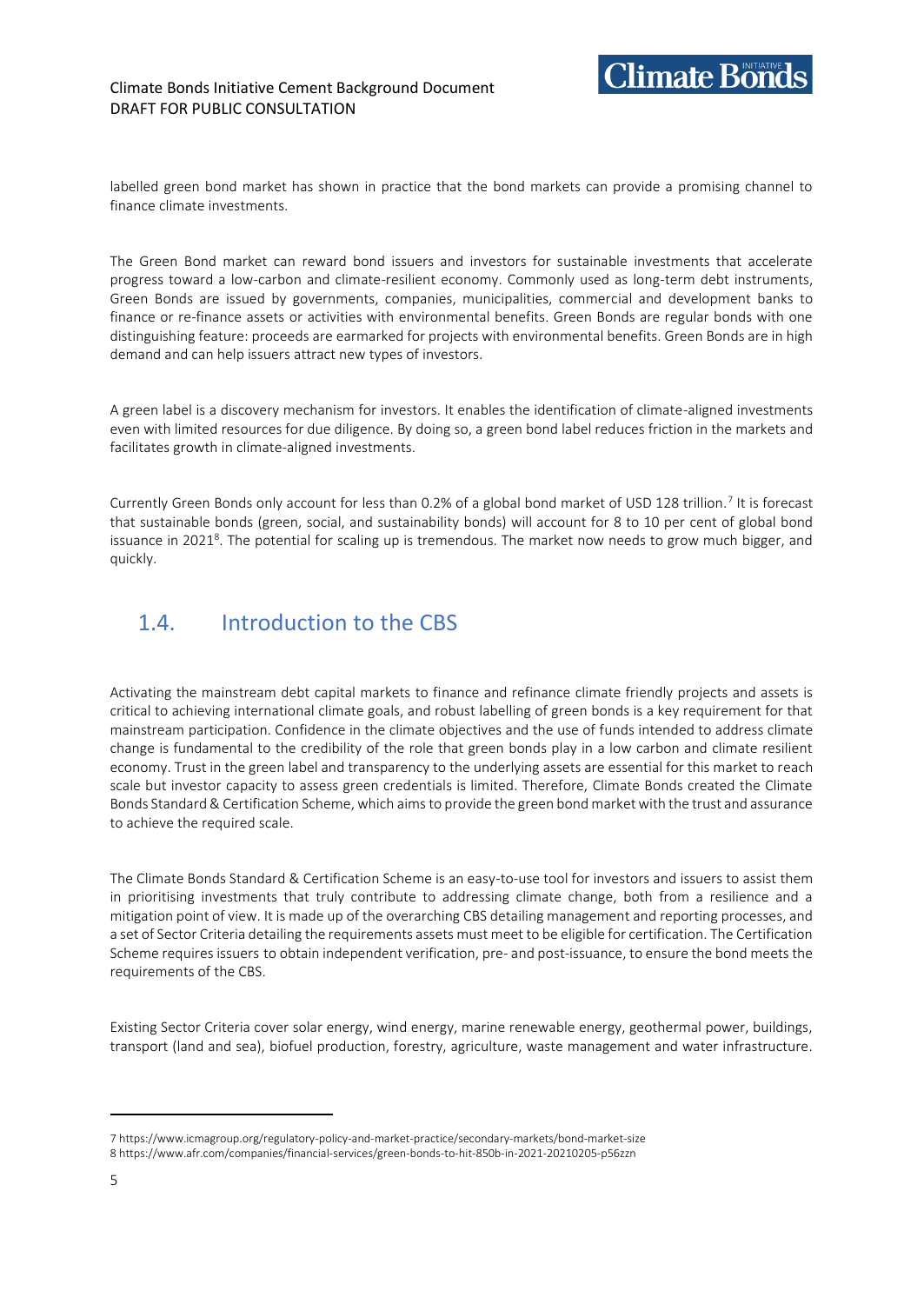labelled green bond market has shown in practice that the bond markets can provide a promising channel to finance climate investments.

The Green Bond market can reward bond issuers and investors for sustainable investments that accelerate progress toward a low-carbon and climate-resilient economy. Commonly used as long-term debt instruments, Green Bonds are issued by governments, companies, municipalities, commercial and development banks to finance or re-finance assets or activities with environmental benefits. Green Bonds are regular bonds with one distinguishing feature: proceeds are earmarked for projects with environmental benefits. Green Bonds are in high demand and can help issuers attract new types of investors.

A green label is a discovery mechanism for investors. It enables the identification of climate-aligned investments even with limited resources for due diligence. By doing so, a green bond label reduces friction in the markets and facilitates growth in climate-aligned investments.

Currently Green Bonds only account for less than 0.2% of a global bond market of USD 128 trillion.[7] It is forecast that sustainable bonds (green, social, and sustainability bonds) will account for 8 to 10 per cent of global bond issuance in 2021[8]. The potential for scaling up is tremendous. The market now needs to grow much bigger, and quickly.

## 1.4. Introduction to the CBS

Activating the mainstream debt capital markets to finance and refinance climate friendly projects and assets is critical to achieving international climate goals, and robust labelling of green bonds is a key requirement for that mainstream participation. Confidence in the climate objectives and the use of funds intended to address climate change is fundamental to the credibility of the role that green bonds play in a low carbon and climate resilient economy. Trust in the green label and transparency to the underlying assets are essential for this market to reach scale but investor capacity to assess green credentials is limited. Therefore, Climate Bonds created the Climate Bonds Standard & Certification Scheme, which aims to provide the green bond market with the trust and assurance to achieve the required scale.

The Climate Bonds Standard & Certification Scheme is an easy-to-use tool for investors and issuers to assist them in prioritising investments that truly contribute to addressing climate change, both from a resilience and a mitigation point of view. It is made up of the overarching CBS detailing management and reporting processes, and a set of Sector Criteria detailing the requirements assets must meet to be eligible for certification. The Certification Scheme requires issuers to obtain independent verification, pre- and post-issuance, to ensure the bond meets the requirements of the CBS.

Existing Sector Criteria cover solar energy, wind energy, marine renewable energy, geothermal power, buildings, transport (land and sea), biofuel production, forestry, agriculture, waste management and water infrastructure.

---

7 https://www.icmagroup.org/regulatory-policy-and-market-practice/secondary-markets/bond-market-size
8 https://www.afr.com/companies/financial-services/green-bonds-to-hit-850b-in-2021-20210205-p56zzn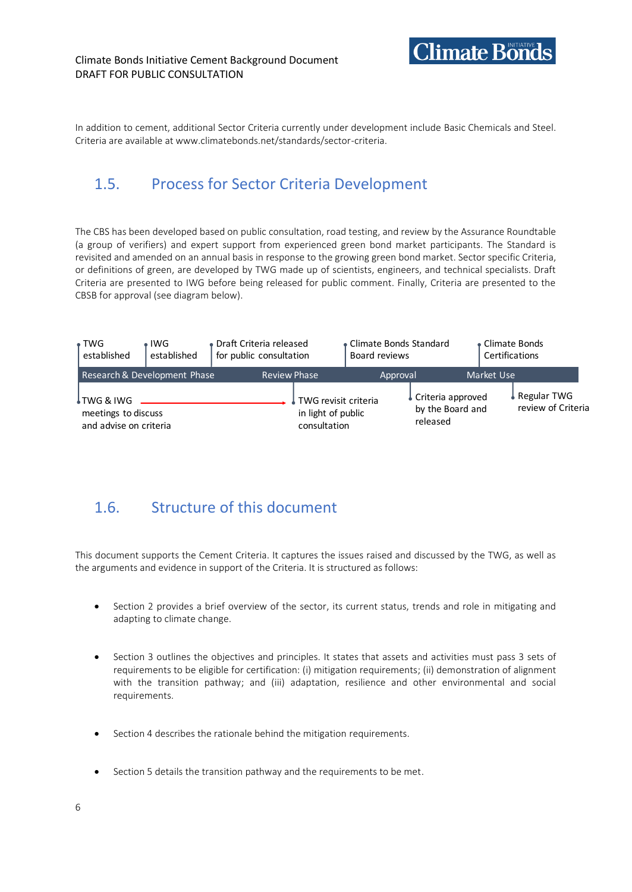In addition to cement, additional Sector Criteria currently under development include Basic Chemicals and Steel. Criteria are available at www.climatebonds.net/standards/sector-criteria.

## 1.5. Process for Sector Criteria Development

The CBS has been developed based on public consultation, road testing, and review by the Assurance Roundtable (a group of verifiers) and expert support from experienced green bond market participants. The Standard is revisited and amended on an annual basis in response to the growing green bond market. Sector specific Criteria, or definitions of green, are developed by TWG made up of scientists, engineers, and technical specialists. Draft Criteria are presented to IWG before being released for public comment. Finally, Criteria are presented to the CBSB for approval (see diagram below).

| Research & Development Phase | | | Review Phase | Approval | Market Use |
|---|---|---|---|---|---|
| TWG established | IWG established | Draft Criteria released for public consultation | Climate Bonds Standard Board reviews | | Climate Bonds Certifications |
| TWG & IWG meetings to discuss and advise on criteria → | | | TWG revisit criteria in light of public consultation | Criteria approved by the Board and released | Regular TWG review of Criteria |

## 1.6. Structure of this document

This document supports the Cement Criteria. It captures the issues raised and discussed by the TWG, as well as the arguments and evidence in support of the Criteria. It is structured as follows:

- Section 2 provides a brief overview of the sector, its current status, trends and role in mitigating and adapting to climate change.
- Section 3 outlines the objectives and principles. It states that assets and activities must pass 3 sets of requirements to be eligible for certification: (i) mitigation requirements; (ii) demonstration of alignment with the transition pathway; and (iii) adaptation, resilience and other environmental and social requirements.
- Section 4 describes the rationale behind the mitigation requirements.
- Section 5 details the transition pathway and the requirements to be met.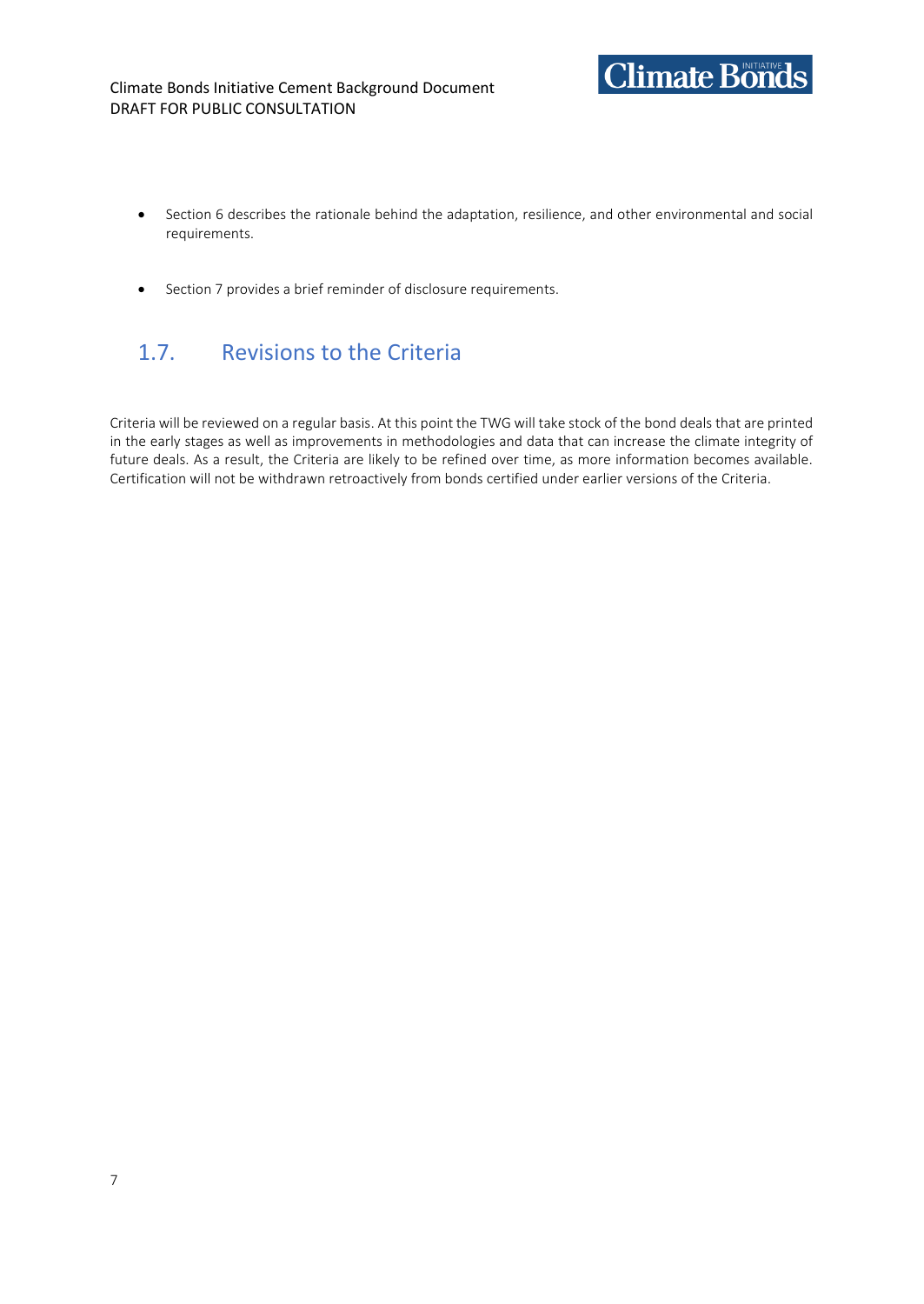- Section 6 describes the rationale behind the adaptation, resilience, and other environmental and social requirements.

- Section 7 provides a brief reminder of disclosure requirements.

## 1.7. Revisions to the Criteria

Criteria will be reviewed on a regular basis. At this point the TWG will take stock of the bond deals that are printed in the early stages as well as improvements in methodologies and data that can increase the climate integrity of future deals. As a result, the Criteria are likely to be refined over time, as more information becomes available. Certification will not be withdrawn retroactively from bonds certified under earlier versions of the Criteria.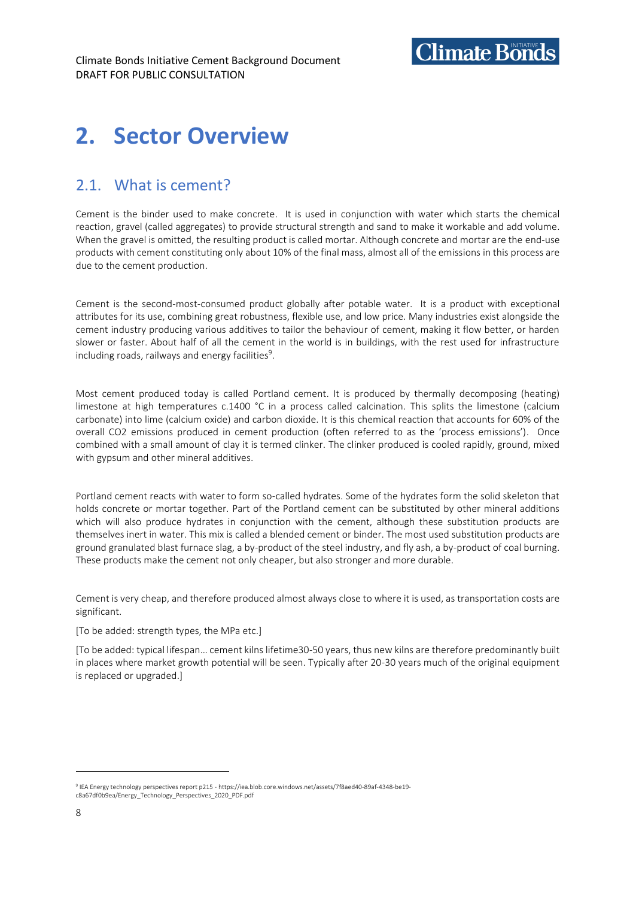# 2. Sector Overview

## 2.1. What is cement?

Cement is the binder used to make concrete. It is used in conjunction with water which starts the chemical reaction, gravel (called aggregates) to provide structural strength and sand to make it workable and add volume. When the gravel is omitted, the resulting product is called mortar. Although concrete and mortar are the end-use products with cement constituting only about 10% of the final mass, almost all of the emissions in this process are due to the cement production.

Cement is the second-most-consumed product globally after potable water. It is a product with exceptional attributes for its use, combining great robustness, flexible use, and low price. Many industries exist alongside the cement industry producing various additives to tailor the behaviour of cement, making it flow better, or harden slower or faster. About half of all the cement in the world is in buildings, with the rest used for infrastructure including roads, railways and energy facilities[9].

Most cement produced today is called Portland cement. It is produced by thermally decomposing (heating) limestone at high temperatures c.1400 °C in a process called calcination. This splits the limestone (calcium carbonate) into lime (calcium oxide) and carbon dioxide. It is this chemical reaction that accounts for 60% of the overall $CO_2$ emissions produced in cement production (often referred to as the 'process emissions'). Once combined with a small amount of clay it is termed clinker. The clinker produced is cooled rapidly, ground, mixed with gypsum and other mineral additives.

Portland cement reacts with water to form so-called hydrates. Some of the hydrates form the solid skeleton that holds concrete or mortar together. Part of the Portland cement can be substituted by other mineral additions which will also produce hydrates in conjunction with the cement, although these substitution products are themselves inert in water. This mix is called a blended cement or binder. The most used substitution products are ground granulated blast furnace slag, a by-product of the steel industry, and fly ash, a by-product of coal burning. These products make the cement not only cheaper, but also stronger and more durable.

Cement is very cheap, and therefore produced almost always close to where it is used, as transportation costs are significant.

[To be added: strength types, the MPa etc.]

[To be added: typical lifespan… cement kilns lifetime30-50 years, thus new kilns are therefore predominantly built in places where market growth potential will be seen. Typically after 20-30 years much of the original equipment is replaced or upgraded.]

---

[9] IEA Energy technology perspectives report p215 - https://iea.blob.core.windows.net/assets/7f8aed40-89af-4348-be19-c8a67df0b9ea/Energy_Technology_Perspectives_2020_PDF.pdf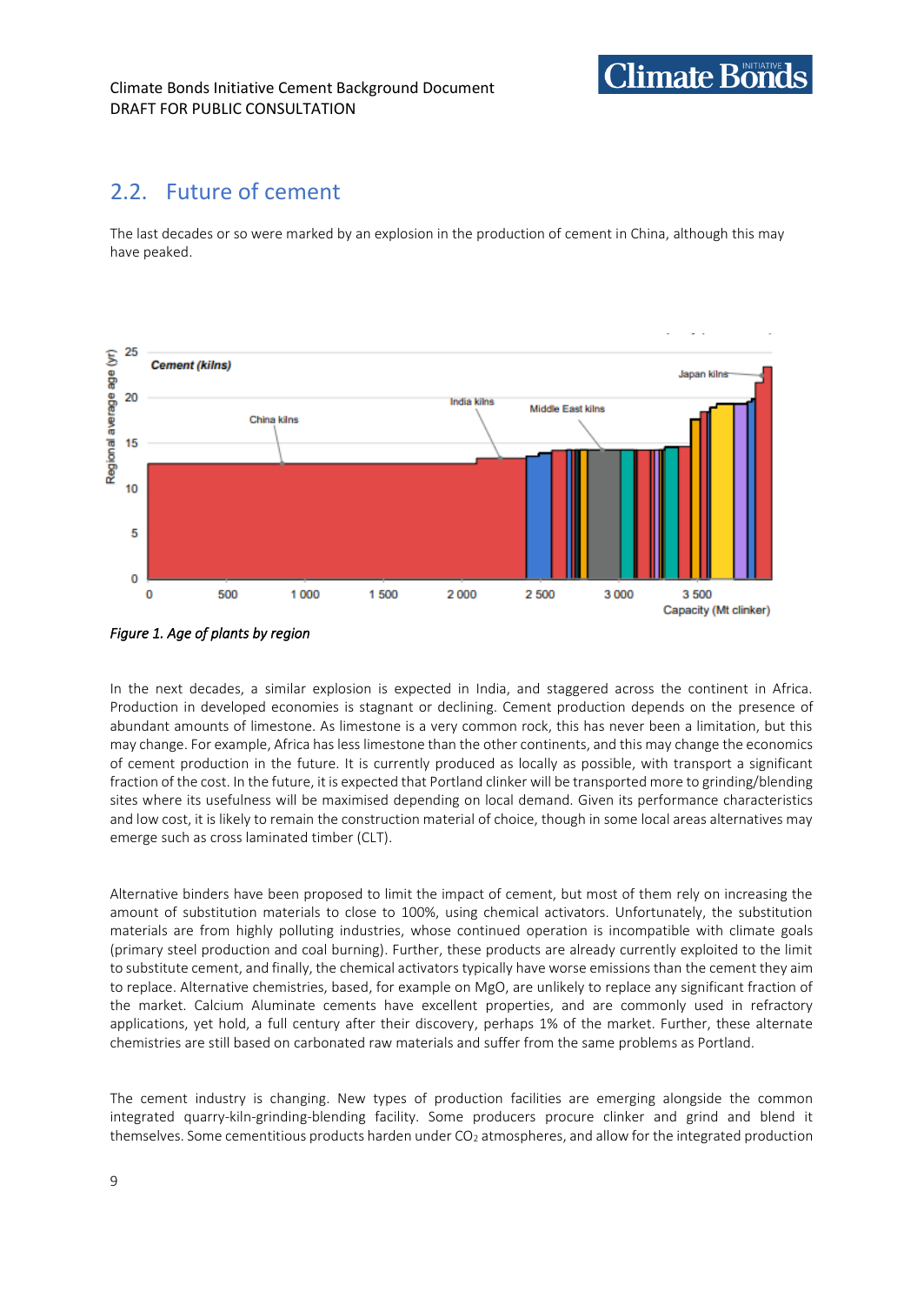## 2.2. Future of cement

The last decades or so were marked by an explosion in the production of cement in China, although this may have peaked.

*Figure 1. Age of plants by region*

In the next decades, a similar explosion is expected in India, and staggered across the continent in Africa. Production in developed economies is stagnant or declining. Cement production depends on the presence of abundant amounts of limestone. As limestone is a very common rock, this has never been a limitation, but this may change. For example, Africa has less limestone than the other continents, and this may change the economics of cement production in the future. It is currently produced as locally as possible, with transport a significant fraction of the cost. In the future, it is expected that Portland clinker will be transported more to grinding/blending sites where its usefulness will be maximised depending on local demand. Given its performance characteristics and low cost, it is likely to remain the construction material of choice, though in some local areas alternatives may emerge such as cross laminated timber (CLT).

Alternative binders have been proposed to limit the impact of cement, but most of them rely on increasing the amount of substitution materials to close to 100%, using chemical activators. Unfortunately, the substitution materials are from highly polluting industries, whose continued operation is incompatible with climate goals (primary steel production and coal burning). Further, these products are already currently exploited to the limit to substitute cement, and finally, the chemical activators typically have worse emissions than the cement they aim to replace. Alternative chemistries, based, for example on MgO, are unlikely to replace any significant fraction of the market. Calcium Aluminate cements have excellent properties, and are commonly used in refractory applications, yet hold, a full century after their discovery, perhaps 1% of the market. Further, these alternate chemistries are still based on carbonated raw materials and suffer from the same problems as Portland.

The cement industry is changing. New types of production facilities are emerging alongside the common integrated quarry-kiln-grinding-blending facility. Some producers procure clinker and grind and blend it themselves. Some cementitious products harden under $CO_2$ atmospheres, and allow for the integrated production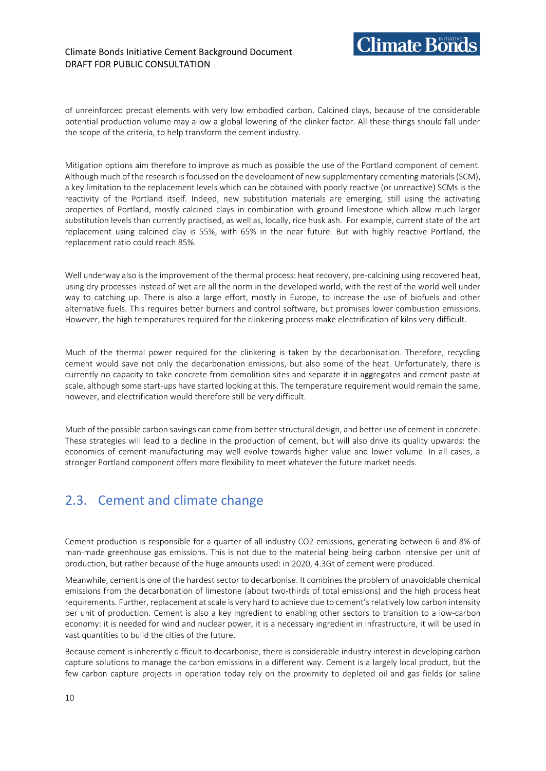of unreinforced precast elements with very low embodied carbon. Calcined clays, because of the considerable potential production volume may allow a global lowering of the clinker factor. All these things should fall under the scope of the criteria, to help transform the cement industry.

Mitigation options aim therefore to improve as much as possible the use of the Portland component of cement. Although much of the research is focussed on the development of new supplementary cementing materials (SCM), a key limitation to the replacement levels which can be obtained with poorly reactive (or unreactive) SCMs is the reactivity of the Portland itself. Indeed, new substitution materials are emerging, still using the activating properties of Portland, mostly calcined clays in combination with ground limestone which allow much larger substitution levels than currently practised, as well as, locally, rice husk ash. For example, current state of the art replacement using calcined clay is 55%, with 65% in the near future. But with highly reactive Portland, the replacement ratio could reach 85%.

Well underway also is the improvement of the thermal process: heat recovery, pre-calcining using recovered heat, using dry processes instead of wet are all the norm in the developed world, with the rest of the world well under way to catching up. There is also a large effort, mostly in Europe, to increase the use of biofuels and other alternative fuels. This requires better burners and control software, but promises lower combustion emissions. However, the high temperatures required for the clinkering process make electrification of kilns very difficult.

Much of the thermal power required for the clinkering is taken by the decarbonisation. Therefore, recycling cement would save not only the decarbonation emissions, but also some of the heat. Unfortunately, there is currently no capacity to take concrete from demolition sites and separate it in aggregates and cement paste at scale, although some start-ups have started looking at this. The temperature requirement would remain the same, however, and electrification would therefore still be very difficult.

Much of the possible carbon savings can come from better structural design, and better use of cement in concrete. These strategies will lead to a decline in the production of cement, but will also drive its quality upwards: the economics of cement manufacturing may well evolve towards higher value and lower volume. In all cases, a stronger Portland component offers more flexibility to meet whatever the future market needs.

## 2.3. Cement and climate change

Cement production is responsible for a quarter of all industry $CO_2$ emissions, generating between 6 and 8% of man-made greenhouse gas emissions. This is not due to the material being being carbon intensive per unit of production, but rather because of the huge amounts used: in 2020, 4.3Gt of cement were produced.

Meanwhile, cement is one of the hardest sector to decarbonise. It combines the problem of unavoidable chemical emissions from the decarbonation of limestone (about two-thirds of total emissions) and the high process heat requirements. Further, replacement at scale is very hard to achieve due to cement's relatively low carbon intensity per unit of production. Cement is also a key ingredient to enabling other sectors to transition to a low-carbon economy: it is needed for wind and nuclear power, it is a necessary ingredient in infrastructure, it will be used in vast quantities to build the cities of the future.

Because cement is inherently difficult to decarbonise, there is considerable industry interest in developing carbon capture solutions to manage the carbon emissions in a different way. Cement is a largely local product, but the few carbon capture projects in operation today rely on the proximity to depleted oil and gas fields (or saline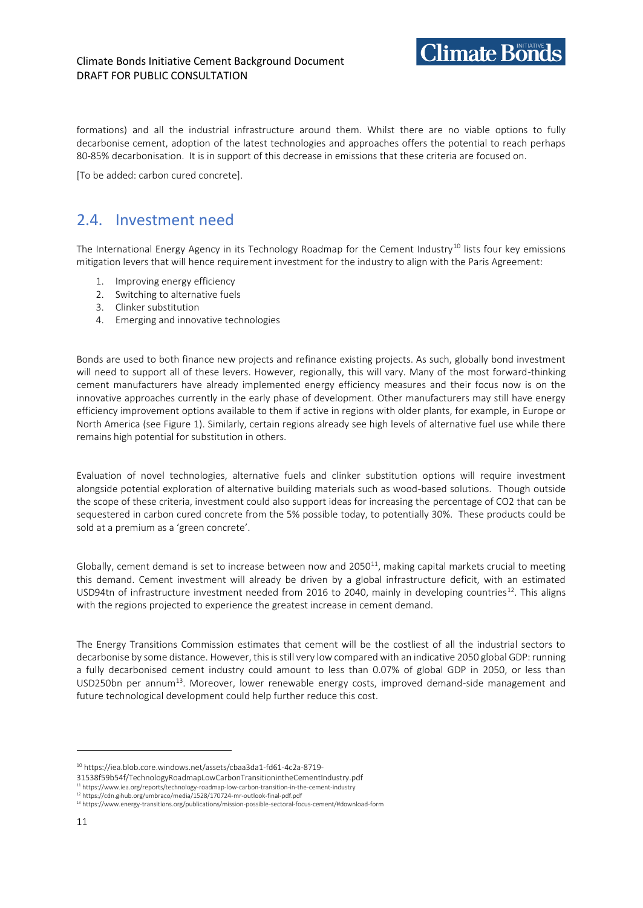formations) and all the industrial infrastructure around them. Whilst there are no viable options to fully decarbonise cement, adoption of the latest technologies and approaches offers the potential to reach perhaps 80-85% decarbonisation. It is in support of this decrease in emissions that these criteria are focused on.

[To be added: carbon cured concrete].

## 2.4. Investment need

The International Energy Agency in its Technology Roadmap for the Cement Industry[10] lists four key emissions mitigation levers that will hence requirement investment for the industry to align with the Paris Agreement:

1. Improving energy efficiency
2. Switching to alternative fuels
3. Clinker substitution
4. Emerging and innovative technologies

Bonds are used to both finance new projects and refinance existing projects. As such, globally bond investment will need to support all of these levers. However, regionally, this will vary. Many of the most forward-thinking cement manufacturers have already implemented energy efficiency measures and their focus now is on the innovative approaches currently in the early phase of development. Other manufacturers may still have energy efficiency improvement options available to them if active in regions with older plants, for example, in Europe or North America (see Figure 1). Similarly, certain regions already see high levels of alternative fuel use while there remains high potential for substitution in others.

Evaluation of novel technologies, alternative fuels and clinker substitution options will require investment alongside potential exploration of alternative building materials such as wood-based solutions. Though outside the scope of these criteria, investment could also support ideas for increasing the percentage of CO2 that can be sequestered in carbon cured concrete from the 5% possible today, to potentially 30%. These products could be sold at a premium as a 'green concrete'.

Globally, cement demand is set to increase between now and 2050[11], making capital markets crucial to meeting this demand. Cement investment will already be driven by a global infrastructure deficit, with an estimated USD94tn of infrastructure investment needed from 2016 to 2040, mainly in developing countries[12]. This aligns with the regions projected to experience the greatest increase in cement demand.

The Energy Transitions Commission estimates that cement will be the costliest of all the industrial sectors to decarbonise by some distance. However, this is still very low compared with an indicative 2050 global GDP: running a fully decarbonised cement industry could amount to less than 0.07% of global GDP in 2050, or less than USD250bn per annum[13]. Moreover, lower renewable energy costs, improved demand-side management and future technological development could help further reduce this cost.

---

[10] https://iea.blob.core.windows.net/assets/cbaa3da1-fd61-4c2a-8719-31538f59b54f/TechnologyRoadmapLowCarbonTransitionintheCementIndustry.pdf

[11] https://www.iea.org/reports/technology-roadmap-low-carbon-transition-in-the-cement-industry

[12] https://cdn.gihub.org/umbraco/media/1528/170724-mr-outlook-final-pdf.pdf

[13] https://www.energy-transitions.org/publications/mission-possible-sectoral-focus-cement/#download-form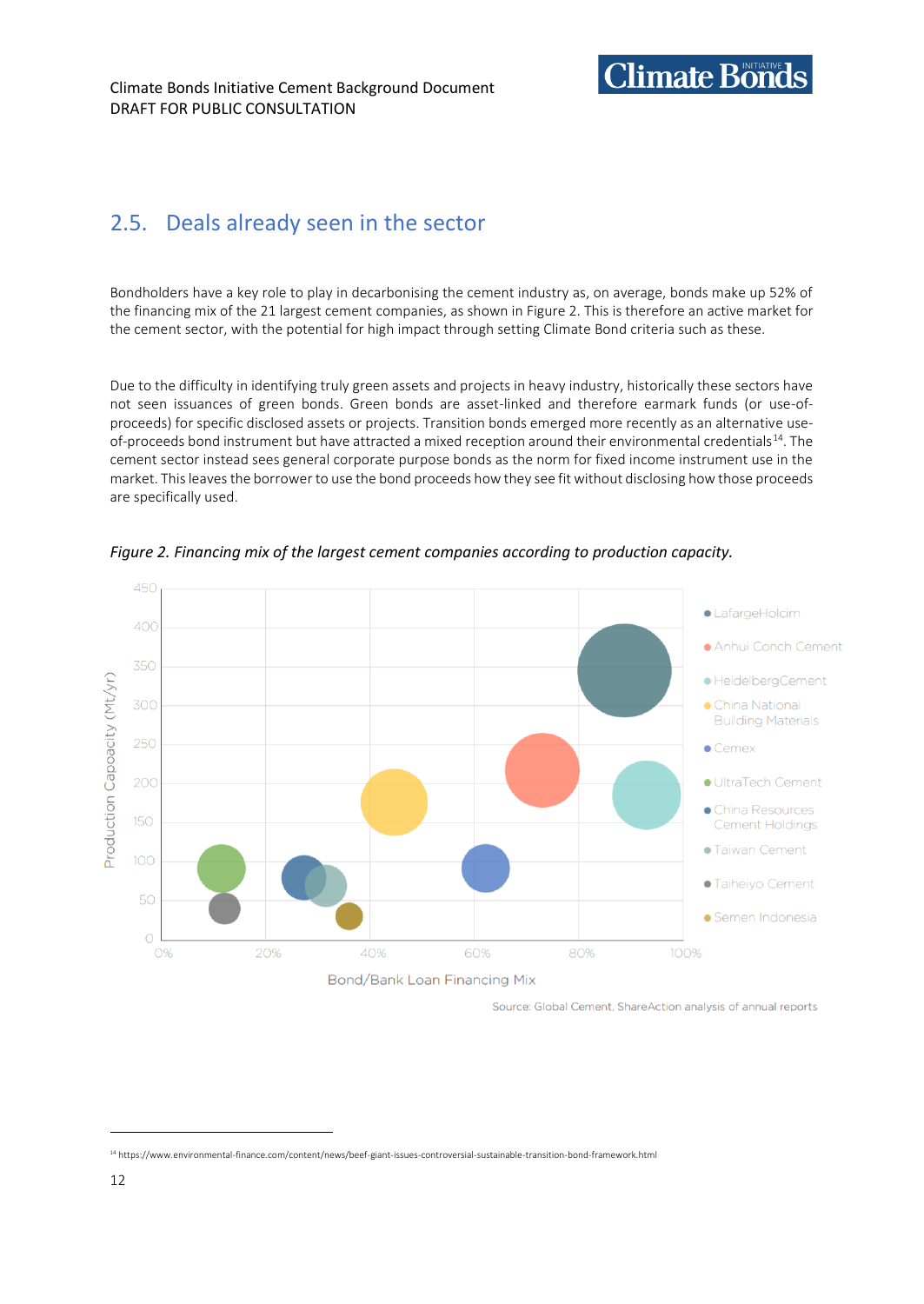## 2.5. Deals already seen in the sector

Bondholders have a key role to play in decarbonising the cement industry as, on average, bonds make up 52% of the financing mix of the 21 largest cement companies, as shown in Figure 2. This is therefore an active market for the cement sector, with the potential for high impact through setting Climate Bond criteria such as these.

Due to the difficulty in identifying truly green assets and projects in heavy industry, historically these sectors have not seen issuances of green bonds. Green bonds are asset-linked and therefore earmark funds (or use-of-proceeds) for specific disclosed assets or projects. Transition bonds emerged more recently as an alternative use-of-proceeds bond instrument but have attracted a mixed reception around their environmental credentials[14]. The cement sector instead sees general corporate purpose bonds as the norm for fixed income instrument use in the market. This leaves the borrower to use the bond proceeds how they see fit without disclosing how those proceeds are specifically used.

*Figure 2. Financing mix of the largest cement companies according to production capacity.*

Source: Global Cement, ShareAction analysis of annual reports

[14] https://www.environmental-finance.com/content/news/beef-giant-issues-controversial-sustainable-transition-bond-framework.html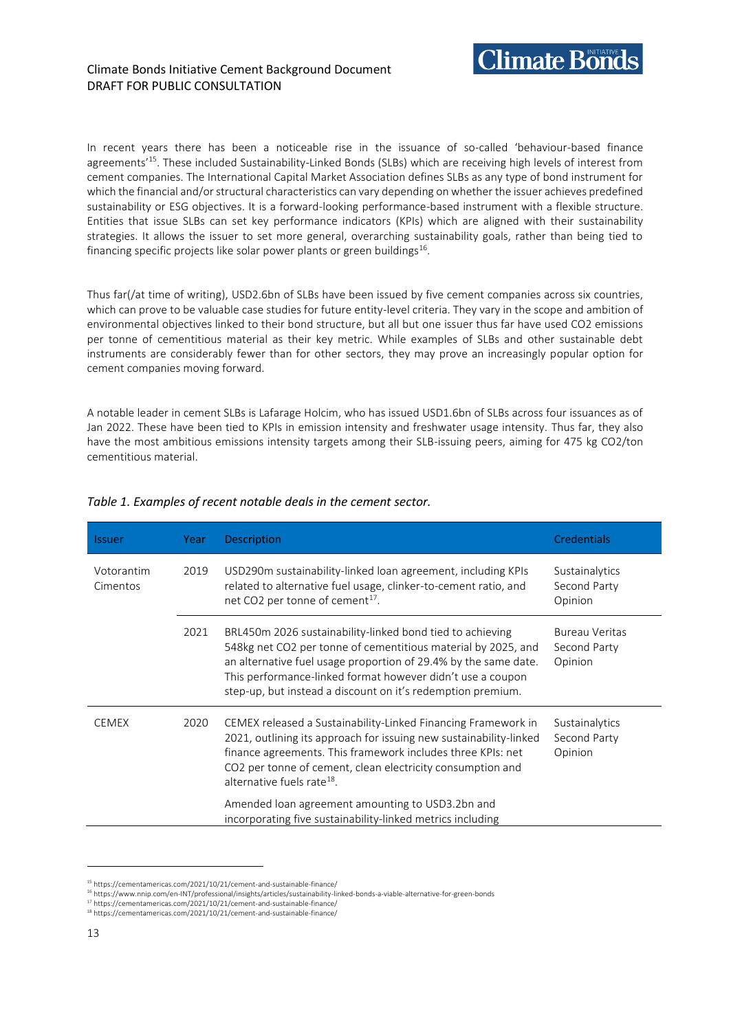In recent years there has been a noticeable rise in the issuance of so-called 'behaviour-based finance agreements'[15]. These included Sustainability-Linked Bonds (SLBs) which are receiving high levels of interest from cement companies. The International Capital Market Association defines SLBs as any type of bond instrument for which the financial and/or structural characteristics can vary depending on whether the issuer achieves predefined sustainability or ESG objectives. It is a forward-looking performance-based instrument with a flexible structure. Entities that issue SLBs can set key performance indicators (KPIs) which are aligned with their sustainability strategies. It allows the issuer to set more general, overarching sustainability goals, rather than being tied to financing specific projects like solar power plants or green buildings[16].

Thus far(/at time of writing), USD2.6bn of SLBs have been issued by five cement companies across six countries, which can prove to be valuable case studies for future entity-level criteria. They vary in the scope and ambition of environmental objectives linked to their bond structure, but all but one issuer thus far have used CO2 emissions per tonne of cementitious material as their key metric. While examples of SLBs and other sustainable debt instruments are considerably fewer than for other sectors, they may prove an increasingly popular option for cement companies moving forward.

A notable leader in cement SLBs is Lafarage Holcim, who has issued USD1.6bn of SLBs across four issuances as of Jan 2022. These have been tied to KPIs in emission intensity and freshwater usage intensity. Thus far, they also have the most ambitious emissions intensity targets among their SLB-issuing peers, aiming for 475 kg CO2/ton cementitious material.

*Table 1. Examples of recent notable deals in the cement sector.*

| Issuer | Year | Description | Credentials |
|---|---|---|---|
| Votorantim Cimentos | 2019 | USD290m sustainability-linked loan agreement, including KPIs related to alternative fuel usage, clinker-to-cement ratio, and net CO2 per tonne of cement[17]. | Sustainalytics Second Party Opinion |
| | 2021 | BRL450m 2026 sustainability-linked bond tied to achieving 548kg net CO2 per tonne of cementitious material by 2025, and an alternative fuel usage proportion of 29.4% by the same date. This performance-linked format however didn't use a coupon step-up, but instead a discount on it's redemption premium. | Bureau Veritas Second Party Opinion |
| CEMEX | 2020 | CEMEX released a Sustainability-Linked Financing Framework in 2021, outlining its approach for issuing new sustainability-linked finance agreements. This framework includes three KPIs: net CO2 per tonne of cement, clean electricity consumption and alternative fuels rate[18]. <br><br> Amended loan agreement amounting to USD3.2bn and incorporating five sustainability-linked metrics including | Sustainalytics Second Party Opinion |

[15] https://cementamericas.com/2021/10/21/cement-and-sustainable-finance/
[16] https://www.nnip.com/en-INT/professional/insights/articles/sustainability-linked-bonds-a-viable-alternative-for-green-bonds
[17] https://cementamericas.com/2021/10/21/cement-and-sustainable-finance/
[18] https://cementamericas.com/2021/10/21/cement-and-sustainable-finance/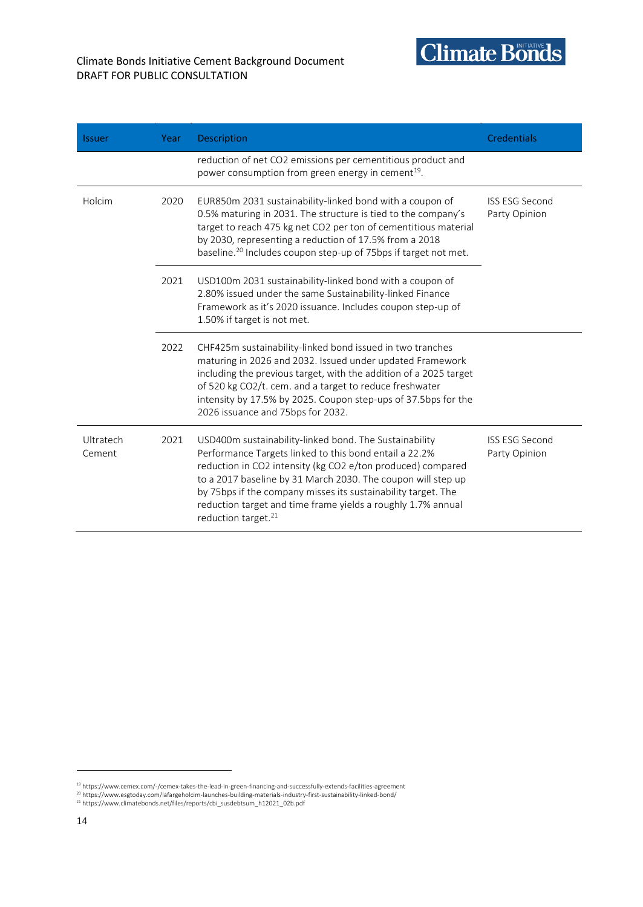| Issuer | Year | Description | Credentials |
|---|---|---|---|
| | | reduction of net $CO_2$ emissions per cementitious product and power consumption from green energy in cement[19]. | |
| Holcim | 2020 | EUR850m 2031 sustainability-linked bond with a coupon of 0.5% maturing in 2031. The structure is tied to the company's target to reach 475 kg net $CO_2$ per ton of cementitious material by 2030, representing a reduction of 17.5% from a 2018 baseline.[20] Includes coupon step-up of 75bps if target not met. | ISS ESG Second Party Opinion |
| | 2021 | USD100m 2031 sustainability-linked bond with a coupon of 2.80% issued under the same Sustainability-linked Finance Framework as it's 2020 issuance. Includes coupon step-up of 1.50% if target is not met. | |
| | 2022 | CHF425m sustainability-linked bond issued in two tranches maturing in 2026 and 2032. Issued under updated Framework including the previous target, with the addition of a 2025 target of 520 kg $CO_2$/t. cem. and a target to reduce freshwater intensity by 17.5% by 2025. Coupon step-ups of 37.5bps for the 2026 issuance and 75bps for 2032. | |
| Ultratech Cement | 2021 | USD400m sustainability-linked bond. The Sustainability Performance Targets linked to this bond entail a 22.2% reduction in $CO_2$ intensity (kg $CO_2$ e/ton produced) compared to a 2017 baseline by 31 March 2030. The coupon will step up by 75bps if the company misses its sustainability target. The reduction target and time frame yields a roughly 1.7% annual reduction target.[21] | ISS ESG Second Party Opinion |

[19] https://www.cemex.com/-/cemex-takes-the-lead-in-green-financing-and-successfully-extends-facilities-agreement

[20] https://www.esgtoday.com/lafargeholcim-launches-building-materials-industry-first-sustainability-linked-bond/

[21] https://www.climatebonds.net/files/reports/cbi_susdebtsum_h12021_02b.pdf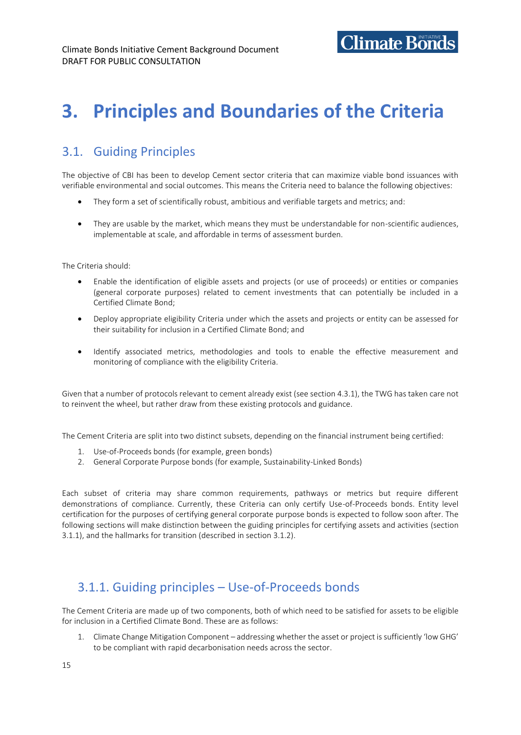# 3. Principles and Boundaries of the Criteria

## 3.1. Guiding Principles

The objective of CBI has been to develop Cement sector criteria that can maximize viable bond issuances with verifiable environmental and social outcomes. This means the Criteria need to balance the following objectives:

- They form a set of scientifically robust, ambitious and verifiable targets and metrics; and:
- They are usable by the market, which means they must be understandable for non-scientific audiences, implementable at scale, and affordable in terms of assessment burden.

The Criteria should:

- Enable the identification of eligible assets and projects (or use of proceeds) or entities or companies (general corporate purposes) related to cement investments that can potentially be included in a Certified Climate Bond;
- Deploy appropriate eligibility Criteria under which the assets and projects or entity can be assessed for their suitability for inclusion in a Certified Climate Bond; and
- Identify associated metrics, methodologies and tools to enable the effective measurement and monitoring of compliance with the eligibility Criteria.

Given that a number of protocols relevant to cement already exist (see section 4.3.1), the TWG has taken care not to reinvent the wheel, but rather draw from these existing protocols and guidance.

The Cement Criteria are split into two distinct subsets, depending on the financial instrument being certified:

1. Use-of-Proceeds bonds (for example, green bonds)
2. General Corporate Purpose bonds (for example, Sustainability-Linked Bonds)

Each subset of criteria may share common requirements, pathways or metrics but require different demonstrations of compliance. Currently, these Criteria can only certify Use-of-Proceeds bonds. Entity level certification for the purposes of certifying general corporate purpose bonds is expected to follow soon after. The following sections will make distinction between the guiding principles for certifying assets and activities (section 3.1.1), and the hallmarks for transition (described in section 3.1.2).

### 3.1.1. Guiding principles – Use-of-Proceeds bonds

The Cement Criteria are made up of two components, both of which need to be satisfied for assets to be eligible for inclusion in a Certified Climate Bond. These are as follows:

1. Climate Change Mitigation Component – addressing whether the asset or project is sufficiently 'low GHG' to be compliant with rapid decarbonisation needs across the sector.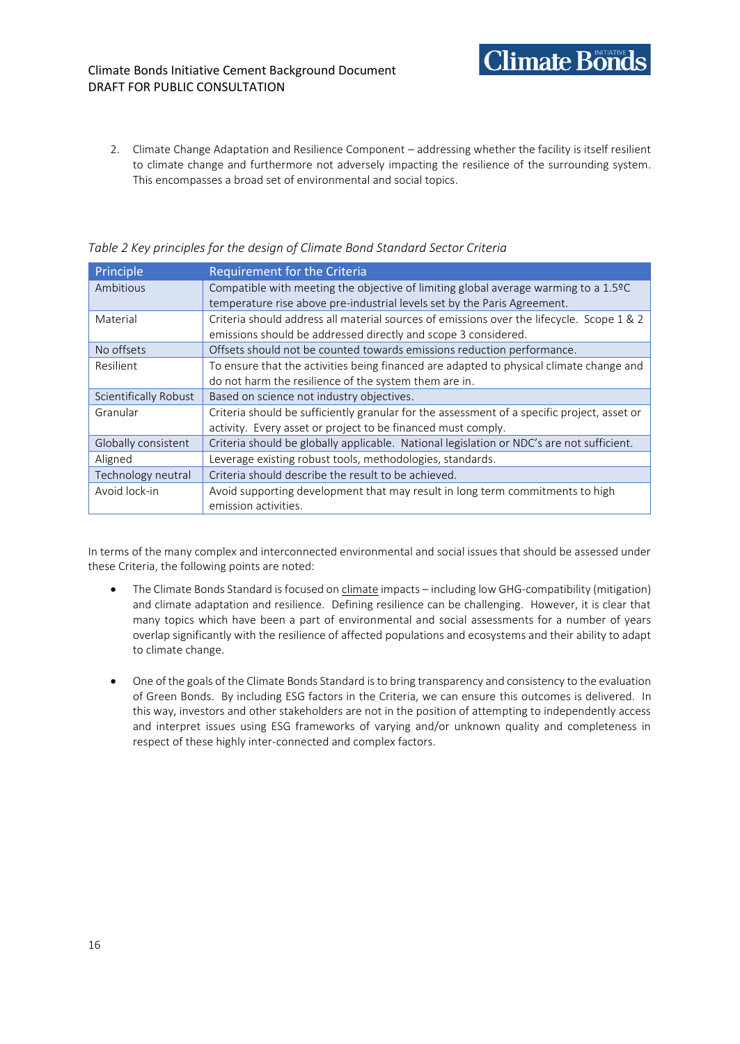2. Climate Change Adaptation and Resilience Component – addressing whether the facility is itself resilient to climate change and furthermore not adversely impacting the resilience of the surrounding system. This encompasses a broad set of environmental and social topics.

*Table 2 Key principles for the design of Climate Bond Standard Sector Criteria*

| Principle | Requirement for the Criteria |
|---|---|
| Ambitious | Compatible with meeting the objective of limiting global average warming to a 1.5ºC temperature rise above pre-industrial levels set by the Paris Agreement. |
| Material | Criteria should address all material sources of emissions over the lifecycle. Scope 1 & 2 emissions should be addressed directly and scope 3 considered. |
| No offsets | Offsets should not be counted towards emissions reduction performance. |
| Resilient | To ensure that the activities being financed are adapted to physical climate change and do not harm the resilience of the system them are in. |
| Scientifically Robust | Based on science not industry objectives. |
| Granular | Criteria should be sufficiently granular for the assessment of a specific project, asset or activity. Every asset or project to be financed must comply. |
| Globally consistent | Criteria should be globally applicable. National legislation or NDC's are not sufficient. |
| Aligned | Leverage existing robust tools, methodologies, standards. |
| Technology neutral | Criteria should describe the result to be achieved. |
| Avoid lock-in | Avoid supporting development that may result in long term commitments to high emission activities. |

In terms of the many complex and interconnected environmental and social issues that should be assessed under these Criteria, the following points are noted:

- The Climate Bonds Standard is focused on climate impacts – including low GHG-compatibility (mitigation) and climate adaptation and resilience. Defining resilience can be challenging. However, it is clear that many topics which have been a part of environmental and social assessments for a number of years overlap significantly with the resilience of affected populations and ecosystems and their ability to adapt to climate change.

- One of the goals of the Climate Bonds Standard is to bring transparency and consistency to the evaluation of Green Bonds. By including ESG factors in the Criteria, we can ensure this outcomes is delivered. In this way, investors and other stakeholders are not in the position of attempting to independently access and interpret issues using ESG frameworks of varying and/or unknown quality and completeness in respect of these highly inter-connected and complex factors.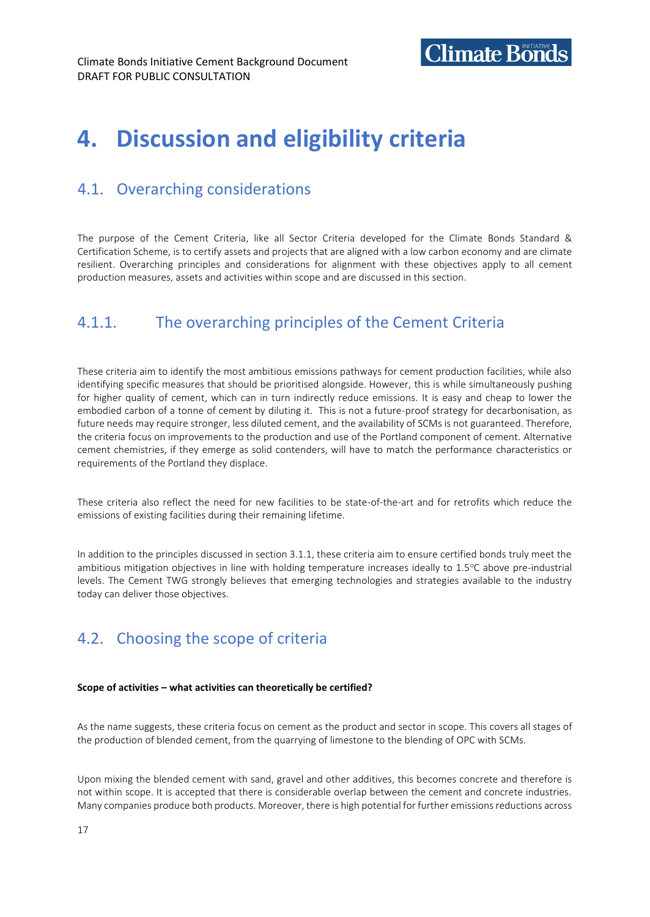# 4. Discussion and eligibility criteria

## 4.1. Overarching considerations

The purpose of the Cement Criteria, like all Sector Criteria developed for the Climate Bonds Standard & Certification Scheme, is to certify assets and projects that are aligned with a low carbon economy and are climate resilient. Overarching principles and considerations for alignment with these objectives apply to all cement production measures, assets and activities within scope and are discussed in this section.

### 4.1.1. The overarching principles of the Cement Criteria

These criteria aim to identify the most ambitious emissions pathways for cement production facilities, while also identifying specific measures that should be prioritised alongside. However, this is while simultaneously pushing for higher quality of cement, which can in turn indirectly reduce emissions. It is easy and cheap to lower the embodied carbon of a tonne of cement by diluting it. This is not a future-proof strategy for decarbonisation, as future needs may require stronger, less diluted cement, and the availability of SCMs is not guaranteed. Therefore, the criteria focus on improvements to the production and use of the Portland component of cement. Alternative cement chemistries, if they emerge as solid contenders, will have to match the performance characteristics or requirements of the Portland they displace.

These criteria also reflect the need for new facilities to be state-of-the-art and for retrofits which reduce the emissions of existing facilities during their remaining lifetime.

In addition to the principles discussed in section 3.1.1, these criteria aim to ensure certified bonds truly meet the ambitious mitigation objectives in line with holding temperature increases ideally to 1.5°C above pre-industrial levels. The Cement TWG strongly believes that emerging technologies and strategies available to the industry today can deliver those objectives.

## 4.2. Choosing the scope of criteria

**Scope of activities – what activities can theoretically be certified?**

As the name suggests, these criteria focus on cement as the product and sector in scope. This covers all stages of the production of blended cement, from the quarrying of limestone to the blending of OPC with SCMs.

Upon mixing the blended cement with sand, gravel and other additives, this becomes concrete and therefore is not within scope. It is accepted that there is considerable overlap between the cement and concrete industries. Many companies produce both products. Moreover, there is high potential for further emissions reductions across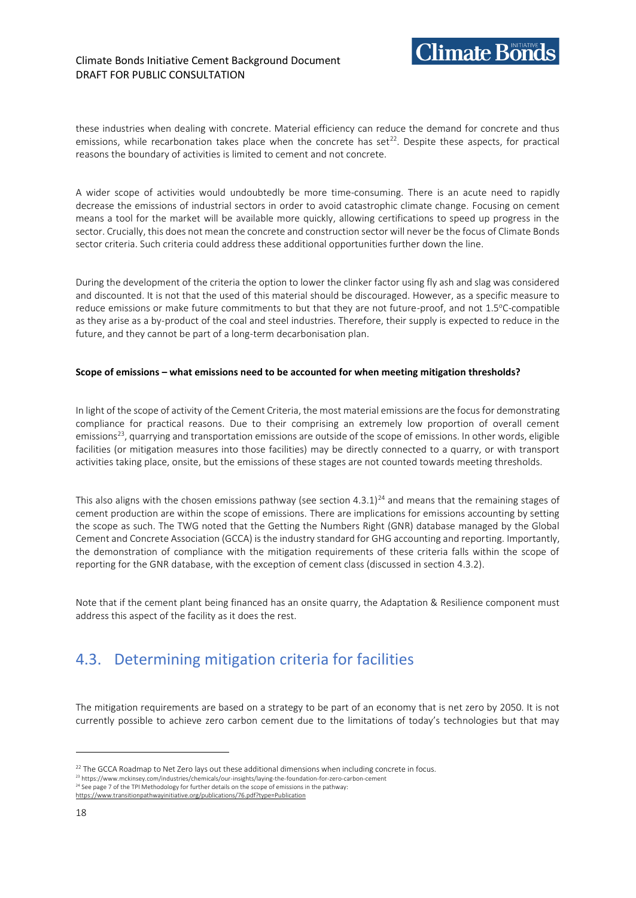these industries when dealing with concrete. Material efficiency can reduce the demand for concrete and thus emissions, while recarbonation takes place when the concrete has set[22]. Despite these aspects, for practical reasons the boundary of activities is limited to cement and not concrete.

A wider scope of activities would undoubtedly be more time-consuming. There is an acute need to rapidly decrease the emissions of industrial sectors in order to avoid catastrophic climate change. Focusing on cement means a tool for the market will be available more quickly, allowing certifications to speed up progress in the sector. Crucially, this does not mean the concrete and construction sector will never be the focus of Climate Bonds sector criteria. Such criteria could address these additional opportunities further down the line.

During the development of the criteria the option to lower the clinker factor using fly ash and slag was considered and discounted. It is not that the used of this material should be discouraged. However, as a specific measure to reduce emissions or make future commitments to but that they are not future-proof, and not 1.5°C-compatible as they arise as a by-product of the coal and steel industries. Therefore, their supply is expected to reduce in the future, and they cannot be part of a long-term decarbonisation plan.

**Scope of emissions – what emissions need to be accounted for when meeting mitigation thresholds?**

In light of the scope of activity of the Cement Criteria, the most material emissions are the focus for demonstrating compliance for practical reasons. Due to their comprising an extremely low proportion of overall cement emissions[23], quarrying and transportation emissions are outside of the scope of emissions. In other words, eligible facilities (or mitigation measures into those facilities) may be directly connected to a quarry, or with transport activities taking place, onsite, but the emissions of these stages are not counted towards meeting thresholds.

This also aligns with the chosen emissions pathway (see section 4.3.1)[24] and means that the remaining stages of cement production are within the scope of emissions. There are implications for emissions accounting by setting the scope as such. The TWG noted that the Getting the Numbers Right (GNR) database managed by the Global Cement and Concrete Association (GCCA) is the industry standard for GHG accounting and reporting. Importantly, the demonstration of compliance with the mitigation requirements of these criteria falls within the scope of reporting for the GNR database, with the exception of cement class (discussed in section 4.3.2).

Note that if the cement plant being financed has an onsite quarry, the Adaptation & Resilience component must address this aspect of the facility as it does the rest.

## 4.3. Determining mitigation criteria for facilities

The mitigation requirements are based on a strategy to be part of an economy that is net zero by 2050. It is not currently possible to achieve zero carbon cement due to the limitations of today's technologies but that may

---

[22] The GCCA Roadmap to Net Zero lays out these additional dimensions when including concrete in focus.

[23] https://www.mckinsey.com/industries/chemicals/our-insights/laying-the-foundation-for-zero-carbon-cement

[24] See page 7 of the TPI Methodology for further details on the scope of emissions in the pathway: https://www.transitionpathwayinitiative.org/publications/76.pdf?type=Publication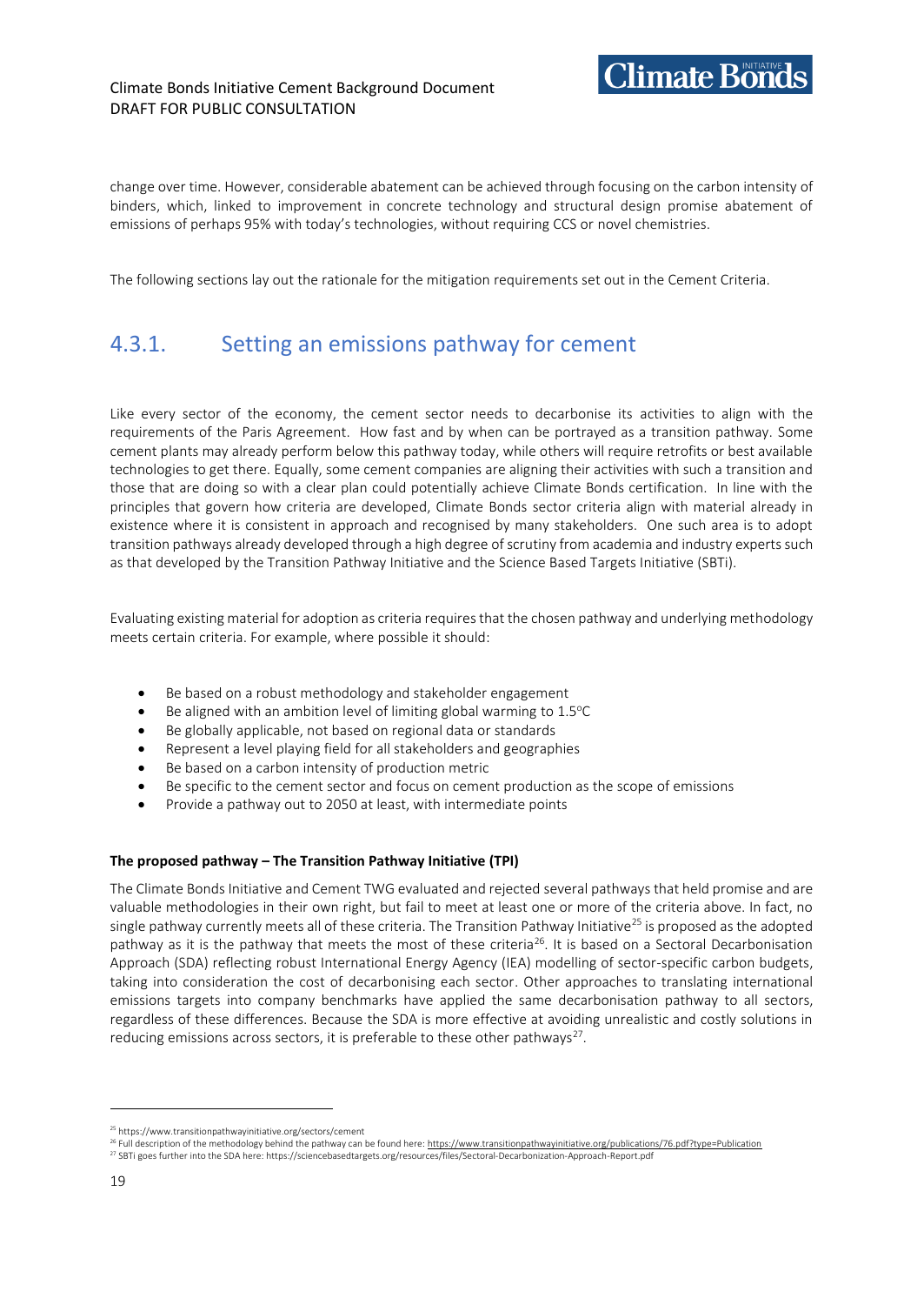change over time. However, considerable abatement can be achieved through focusing on the carbon intensity of binders, which, linked to improvement in concrete technology and structural design promise abatement of emissions of perhaps 95% with today's technologies, without requiring CCS or novel chemistries.

The following sections lay out the rationale for the mitigation requirements set out in the Cement Criteria.

## 4.3.1. Setting an emissions pathway for cement

Like every sector of the economy, the cement sector needs to decarbonise its activities to align with the requirements of the Paris Agreement. How fast and by when can be portrayed as a transition pathway. Some cement plants may already perform below this pathway today, while others will require retrofits or best available technologies to get there. Equally, some cement companies are aligning their activities with such a transition and those that are doing so with a clear plan could potentially achieve Climate Bonds certification. In line with the principles that govern how criteria are developed, Climate Bonds sector criteria align with material already in existence where it is consistent in approach and recognised by many stakeholders. One such area is to adopt transition pathways already developed through a high degree of scrutiny from academia and industry experts such as that developed by the Transition Pathway Initiative and the Science Based Targets Initiative (SBTi).

Evaluating existing material for adoption as criteria requires that the chosen pathway and underlying methodology meets certain criteria. For example, where possible it should:

- Be based on a robust methodology and stakeholder engagement
- Be aligned with an ambition level of limiting global warming to 1.5°C
- Be globally applicable, not based on regional data or standards
- Represent a level playing field for all stakeholders and geographies
- Be based on a carbon intensity of production metric
- Be specific to the cement sector and focus on cement production as the scope of emissions
- Provide a pathway out to 2050 at least, with intermediate points

**The proposed pathway – The Transition Pathway Initiative (TPI)**

The Climate Bonds Initiative and Cement TWG evaluated and rejected several pathways that held promise and are valuable methodologies in their own right, but fail to meet at least one or more of the criteria above. In fact, no single pathway currently meets all of these criteria. The Transition Pathway Initiative[25] is proposed as the adopted pathway as it is the pathway that meets the most of these criteria[26]. It is based on a Sectoral Decarbonisation Approach (SDA) reflecting robust International Energy Agency (IEA) modelling of sector-specific carbon budgets, taking into consideration the cost of decarbonising each sector. Other approaches to translating international emissions targets into company benchmarks have applied the same decarbonisation pathway to all sectors, regardless of these differences. Because the SDA is more effective at avoiding unrealistic and costly solutions in reducing emissions across sectors, it is preferable to these other pathways[27].

[25] https://www.transitionpathwayinitiative.org/sectors/cement

[26] Full description of the methodology behind the pathway can be found here: https://www.transitionpathwayinitiative.org/publications/76.pdf?type=Publication

[27] SBTi goes further into the SDA here: https://sciencebasedtargets.org/resources/files/Sectoral-Decarbonization-Approach-Report.pdf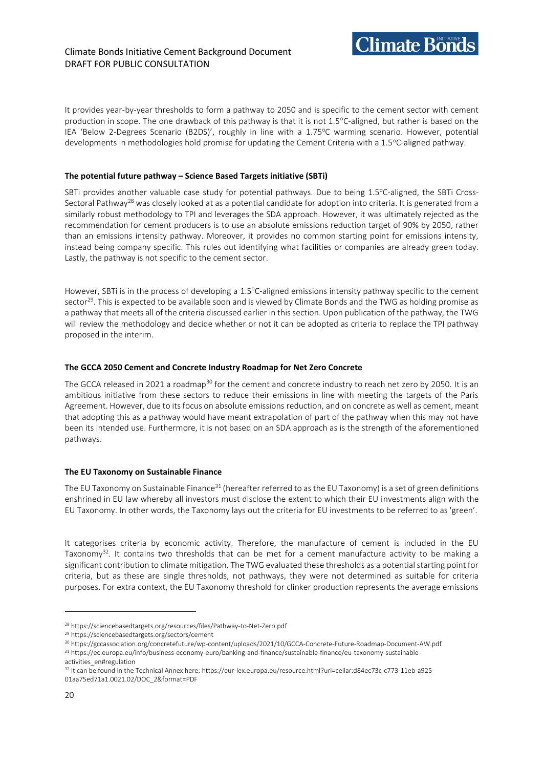It provides year-by-year thresholds to form a pathway to 2050 and is specific to the cement sector with cement production in scope. The one drawback of this pathway is that it is not 1.5°C-aligned, but rather is based on the IEA 'Below 2-Degrees Scenario (B2DS)', roughly in line with a 1.75°C warming scenario. However, potential developments in methodologies hold promise for updating the Cement Criteria with a 1.5°C-aligned pathway.

**The potential future pathway – Science Based Targets initiative (SBTi)**

SBTi provides another valuable case study for potential pathways. Due to being 1.5°C-aligned, the SBTi Cross-Sectoral Pathway[28] was closely looked at as a potential candidate for adoption into criteria. It is generated from a similarly robust methodology to TPI and leverages the SDA approach. However, it was ultimately rejected as the recommendation for cement producers is to use an absolute emissions reduction target of 90% by 2050, rather than an emissions intensity pathway. Moreover, it provides no common starting point for emissions intensity, instead being company specific. This rules out identifying what facilities or companies are already green today. Lastly, the pathway is not specific to the cement sector.

However, SBTi is in the process of developing a 1.5°C-aligned emissions intensity pathway specific to the cement sector[29]. This is expected to be available soon and is viewed by Climate Bonds and the TWG as holding promise as a pathway that meets all of the criteria discussed earlier in this section. Upon publication of the pathway, the TWG will review the methodology and decide whether or not it can be adopted as criteria to replace the TPI pathway proposed in the interim.

**The GCCA 2050 Cement and Concrete Industry Roadmap for Net Zero Concrete**

The GCCA released in 2021 a roadmap[30] for the cement and concrete industry to reach net zero by 2050. It is an ambitious initiative from these sectors to reduce their emissions in line with meeting the targets of the Paris Agreement. However, due to its focus on absolute emissions reduction, and on concrete as well as cement, meant that adopting this as a pathway would have meant extrapolation of part of the pathway when this may not have been its intended use. Furthermore, it is not based on an SDA approach as is the strength of the aforementioned pathways.

**The EU Taxonomy on Sustainable Finance**

The EU Taxonomy on Sustainable Finance[31] (hereafter referred to as the EU Taxonomy) is a set of green definitions enshrined in EU law whereby all investors must disclose the extent to which their EU investments align with the EU Taxonomy. In other words, the Taxonomy lays out the criteria for EU investments to be referred to as 'green'.

It categorises criteria by economic activity. Therefore, the manufacture of cement is included in the EU Taxonomy[32]. It contains two thresholds that can be met for a cement manufacture activity to be making a significant contribution to climate mitigation. The TWG evaluated these thresholds as a potential starting point for criteria, but as these are single thresholds, not pathways, they were not determined as suitable for criteria purposes. For extra context, the EU Taxonomy threshold for clinker production represents the average emissions

---

[28] https://sciencebasedtargets.org/resources/files/Pathway-to-Net-Zero.pdf

[29] https://sciencebasedtargets.org/sectors/cement

[30] https://gccassociation.org/concretefuture/wp-content/uploads/2021/10/GCCA-Concrete-Future-Roadmap-Document-AW.pdf

[31] https://ec.europa.eu/info/business-economy-euro/banking-and-finance/sustainable-finance/eu-taxonomy-sustainable-activities_en#regulation

[32] It can be found in the Technical Annex here: https://eur-lex.europa.eu/resource.html?uri=cellar:d84ec73c-c773-11eb-a925-01aa75ed71a1.0021.02/DOC_2&format=PDF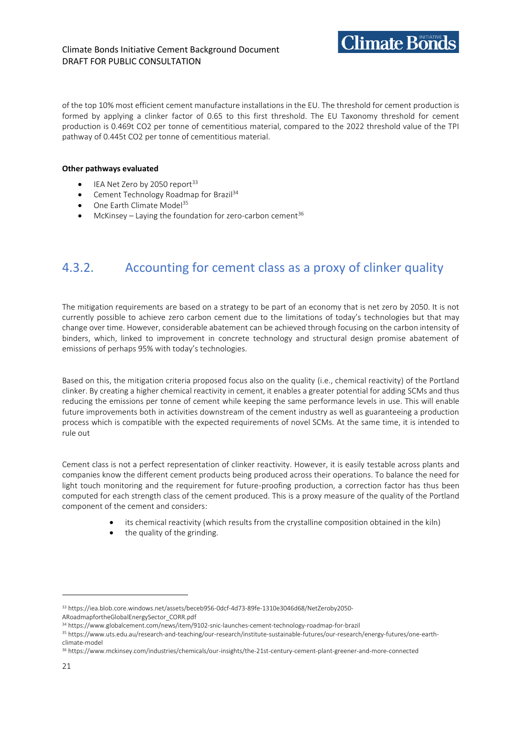of the top 10% most efficient cement manufacture installations in the EU. The threshold for cement production is formed by applying a clinker factor of 0.65 to this first threshold. The EU Taxonomy threshold for cement production is 0.469t CO2 per tonne of cementitious material, compared to the 2022 threshold value of the TPI pathway of 0.445t CO2 per tonne of cementitious material.

**Other pathways evaluated**

- IEA Net Zero by 2050 report[33]
- Cement Technology Roadmap for Brazil[34]
- One Earth Climate Model[35]
- McKinsey – Laying the foundation for zero-carbon cement[36]

## 4.3.2. Accounting for cement class as a proxy of clinker quality

The mitigation requirements are based on a strategy to be part of an economy that is net zero by 2050. It is not currently possible to achieve zero carbon cement due to the limitations of today's technologies but that may change over time. However, considerable abatement can be achieved through focusing on the carbon intensity of binders, which, linked to improvement in concrete technology and structural design promise abatement of emissions of perhaps 95% with today's technologies.

Based on this, the mitigation criteria proposed focus also on the quality (i.e., chemical reactivity) of the Portland clinker. By creating a higher chemical reactivity in cement, it enables a greater potential for adding SCMs and thus reducing the emissions per tonne of cement while keeping the same performance levels in use. This will enable future improvements both in activities downstream of the cement industry as well as guaranteeing a production process which is compatible with the expected requirements of novel SCMs. At the same time, it is intended to rule out

Cement class is not a perfect representation of clinker reactivity. However, it is easily testable across plants and companies know the different cement products being produced across their operations. To balance the need for light touch monitoring and the requirement for future-proofing production, a correction factor has thus been computed for each strength class of the cement produced. This is a proxy measure of the quality of the Portland component of the cement and considers:

- its chemical reactivity (which results from the crystalline composition obtained in the kiln)
- the quality of the grinding.

---

[33] https://iea.blob.core.windows.net/assets/beceb956-0dcf-4d73-89fe-1310e3046d68/NetZeroby2050-ARoadmapfortheGlobalEnergySector_CORR.pdf

[34] https://www.globalcement.com/news/item/9102-snic-launches-cement-technology-roadmap-for-brazil

[35] https://www.uts.edu.au/research-and-teaching/our-research/institute-sustainable-futures/our-research/energy-futures/one-earth-climate-model

[36] https://www.mckinsey.com/industries/chemicals/our-insights/the-21st-century-cement-plant-greener-and-more-connected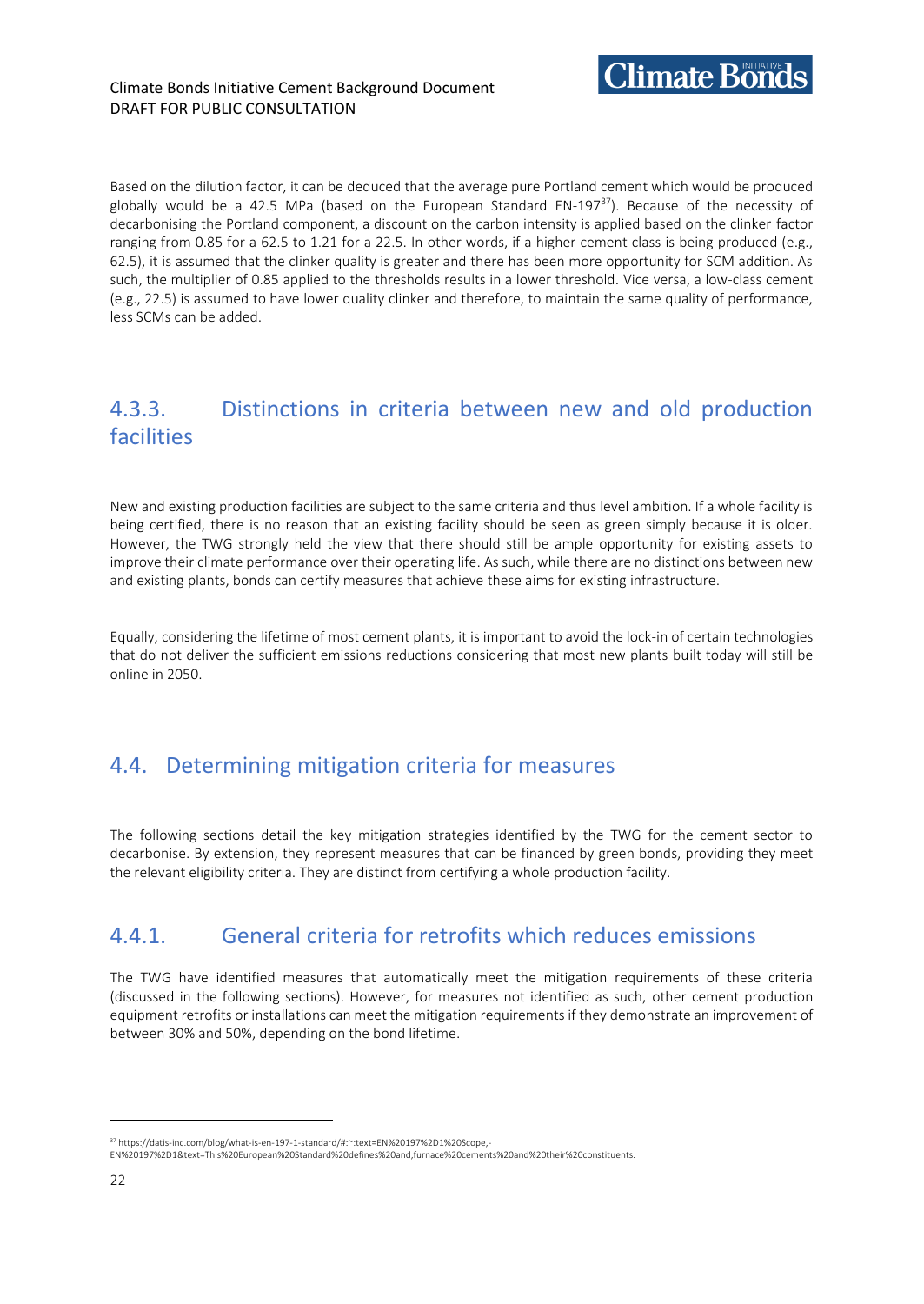Based on the dilution factor, it can be deduced that the average pure Portland cement which would be produced globally would be a 42.5 MPa (based on the European Standard EN-197[37]). Because of the necessity of decarbonising the Portland component, a discount on the carbon intensity is applied based on the clinker factor ranging from 0.85 for a 62.5 to 1.21 for a 22.5. In other words, if a higher cement class is being produced (e.g., 62.5), it is assumed that the clinker quality is greater and there has been more opportunity for SCM addition. As such, the multiplier of 0.85 applied to the thresholds results in a lower threshold. Vice versa, a low-class cement (e.g., 22.5) is assumed to have lower quality clinker and therefore, to maintain the same quality of performance, less SCMs can be added.

### 4.3.3. Distinctions in criteria between new and old production facilities

New and existing production facilities are subject to the same criteria and thus level ambition. If a whole facility is being certified, there is no reason that an existing facility should be seen as green simply because it is older. However, the TWG strongly held the view that there should still be ample opportunity for existing assets to improve their climate performance over their operating life. As such, while there are no distinctions between new and existing plants, bonds can certify measures that achieve these aims for existing infrastructure.

Equally, considering the lifetime of most cement plants, it is important to avoid the lock-in of certain technologies that do not deliver the sufficient emissions reductions considering that most new plants built today will still be online in 2050.

## 4.4. Determining mitigation criteria for measures

The following sections detail the key mitigation strategies identified by the TWG for the cement sector to decarbonise. By extension, they represent measures that can be financed by green bonds, providing they meet the relevant eligibility criteria. They are distinct from certifying a whole production facility.

### 4.4.1. General criteria for retrofits which reduces emissions

The TWG have identified measures that automatically meet the mitigation requirements of these criteria (discussed in the following sections). However, for measures not identified as such, other cement production equipment retrofits or installations can meet the mitigation requirements if they demonstrate an improvement of between 30% and 50%, depending on the bond lifetime.

[37] https://datis-inc.com/blog/what-is-en-197-1-standard/#:~:text=EN%20197%2D1%20Scope,-EN%20197%2D1&text=This%20European%20Standard%20defines%20and,furnace%20cements%20and%20their%20constituents.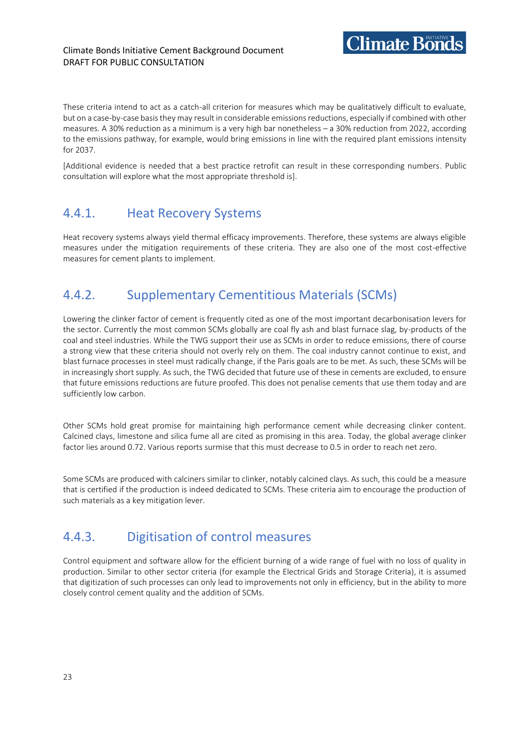These criteria intend to act as a catch-all criterion for measures which may be qualitatively difficult to evaluate, but on a case-by-case basis they may result in considerable emissions reductions, especially if combined with other measures. A 30% reduction as a minimum is a very high bar nonetheless – a 30% reduction from 2022, according to the emissions pathway, for example, would bring emissions in line with the required plant emissions intensity for 2037.

[Additional evidence is needed that a best practice retrofit can result in these corresponding numbers. Public consultation will explore what the most appropriate threshold is].

### 4.4.1. Heat Recovery Systems

Heat recovery systems always yield thermal efficacy improvements. Therefore, these systems are always eligible measures under the mitigation requirements of these criteria. They are also one of the most cost-effective measures for cement plants to implement.

### 4.4.2. Supplementary Cementitious Materials (SCMs)

Lowering the clinker factor of cement is frequently cited as one of the most important decarbonisation levers for the sector. Currently the most common SCMs globally are coal fly ash and blast furnace slag, by-products of the coal and steel industries. While the TWG support their use as SCMs in order to reduce emissions, there of course a strong view that these criteria should not overly rely on them. The coal industry cannot continue to exist, and blast furnace processes in steel must radically change, if the Paris goals are to be met. As such, these SCMs will be in increasingly short supply. As such, the TWG decided that future use of these in cements are excluded, to ensure that future emissions reductions are future proofed. This does not penalise cements that use them today and are sufficiently low carbon.

Other SCMs hold great promise for maintaining high performance cement while decreasing clinker content. Calcined clays, limestone and silica fume all are cited as promising in this area. Today, the global average clinker factor lies around 0.72. Various reports surmise that this must decrease to 0.5 in order to reach net zero.

Some SCMs are produced with calciners similar to clinker, notably calcined clays. As such, this could be a measure that is certified if the production is indeed dedicated to SCMs. These criteria aim to encourage the production of such materials as a key mitigation lever.

### 4.4.3. Digitisation of control measures

Control equipment and software allow for the efficient burning of a wide range of fuel with no loss of quality in production. Similar to other sector criteria (for example the Electrical Grids and Storage Criteria), it is assumed that digitization of such processes can only lead to improvements not only in efficiency, but in the ability to more closely control cement quality and the addition of SCMs.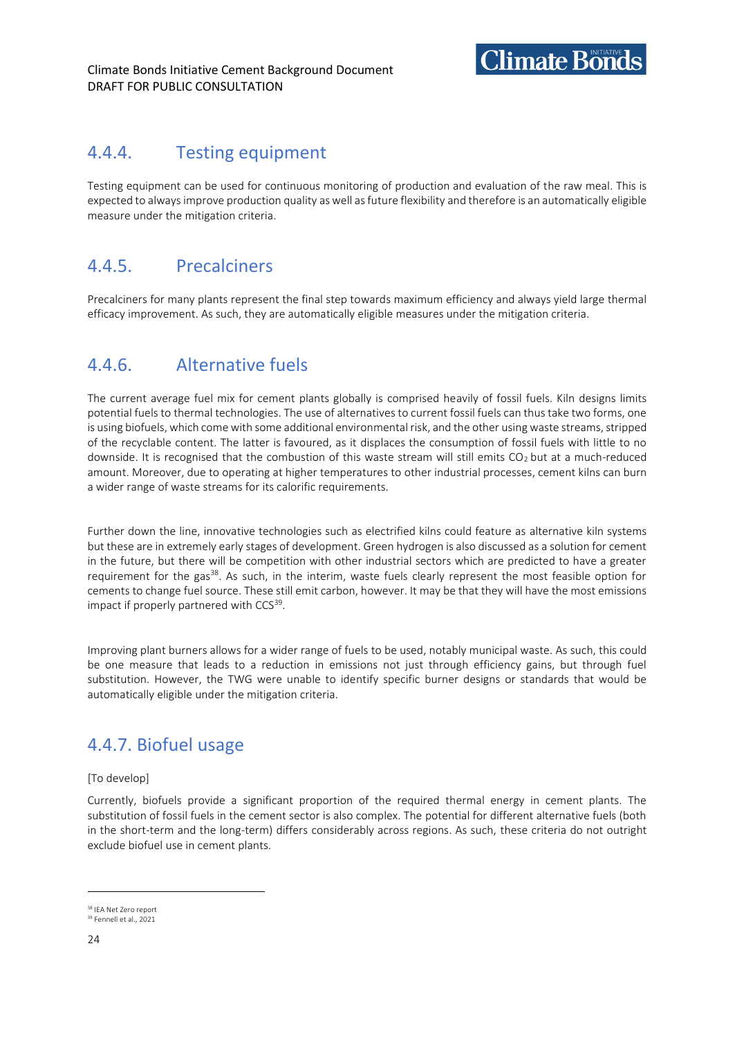### 4.4.4. Testing equipment

Testing equipment can be used for continuous monitoring of production and evaluation of the raw meal. This is expected to always improve production quality as well as future flexibility and therefore is an automatically eligible measure under the mitigation criteria.

### 4.4.5. Precalciners

Precalciners for many plants represent the final step towards maximum efficiency and always yield large thermal efficacy improvement. As such, they are automatically eligible measures under the mitigation criteria.

### 4.4.6. Alternative fuels

The current average fuel mix for cement plants globally is comprised heavily of fossil fuels. Kiln designs limits potential fuels to thermal technologies. The use of alternatives to current fossil fuels can thus take two forms, one is using biofuels, which come with some additional environmental risk, and the other using waste streams, stripped of the recyclable content. The latter is favoured, as it displaces the consumption of fossil fuels with little to no downside. It is recognised that the combustion of this waste stream will still emits $CO_2$ but at a much-reduced amount. Moreover, due to operating at higher temperatures to other industrial processes, cement kilns can burn a wider range of waste streams for its calorific requirements.

Further down the line, innovative technologies such as electrified kilns could feature as alternative kiln systems but these are in extremely early stages of development. Green hydrogen is also discussed as a solution for cement in the future, but there will be competition with other industrial sectors which are predicted to have a greater requirement for the gas[38]. As such, in the interim, waste fuels clearly represent the most feasible option for cements to change fuel source. These still emit carbon, however. It may be that they will have the most emissions impact if properly partnered with CCS[39].

Improving plant burners allows for a wider range of fuels to be used, notably municipal waste. As such, this could be one measure that leads to a reduction in emissions not just through efficiency gains, but through fuel substitution. However, the TWG were unable to identify specific burner designs or standards that would be automatically eligible under the mitigation criteria.

### 4.4.7. Biofuel usage

[To develop]

Currently, biofuels provide a significant proportion of the required thermal energy in cement plants. The substitution of fossil fuels in the cement sector is also complex. The potential for different alternative fuels (both in the short-term and the long-term) differs considerably across regions. As such, these criteria do not outright exclude biofuel use in cement plants.

---

[38] IEA Net Zero report

[39] Fennell et al., 2021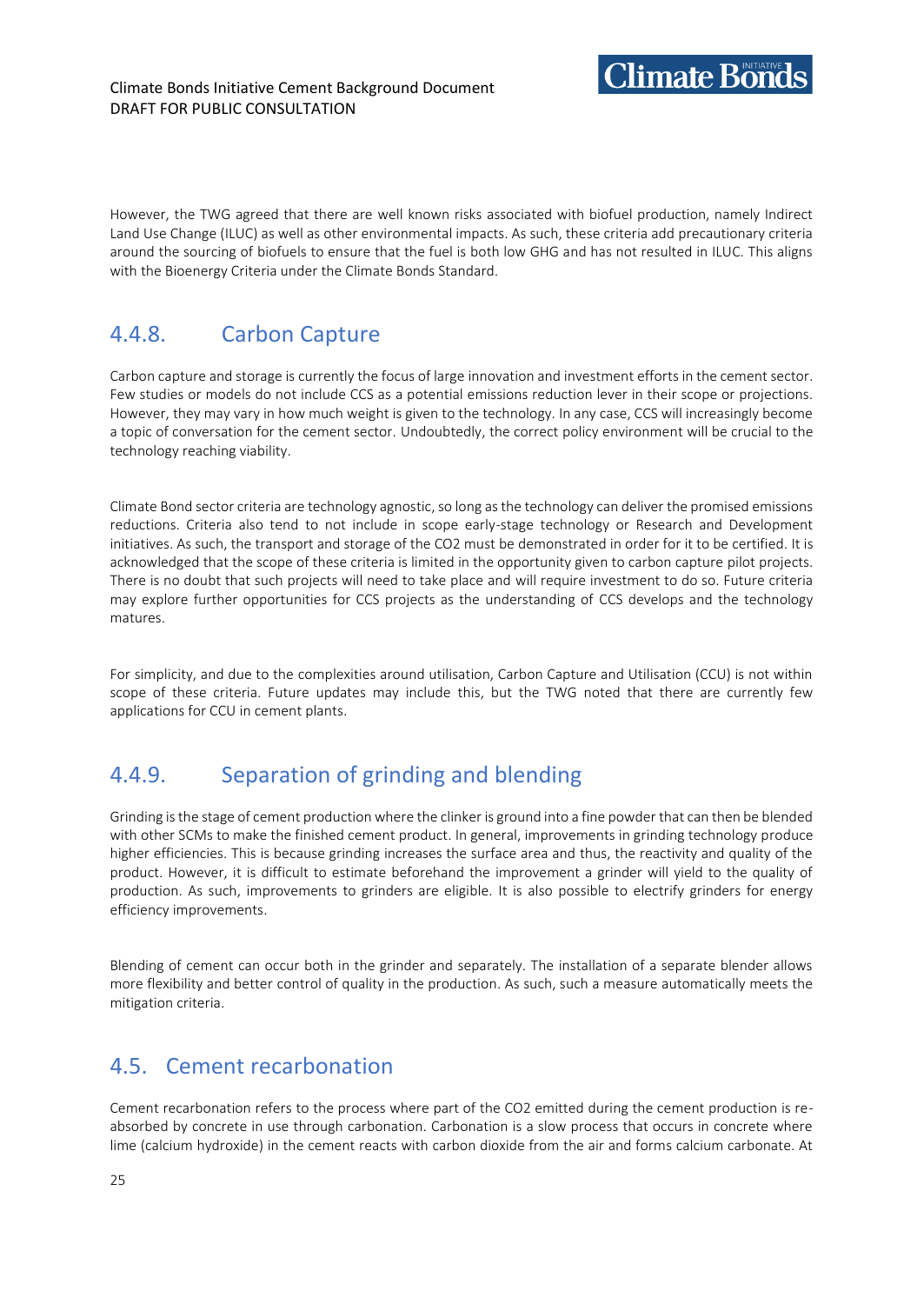However, the TWG agreed that there are well known risks associated with biofuel production, namely Indirect Land Use Change (ILUC) as well as other environmental impacts. As such, these criteria add precautionary criteria around the sourcing of biofuels to ensure that the fuel is both low GHG and has not resulted in ILUC. This aligns with the Bioenergy Criteria under the Climate Bonds Standard.

### 4.4.8. Carbon Capture

Carbon capture and storage is currently the focus of large innovation and investment efforts in the cement sector. Few studies or models do not include CCS as a potential emissions reduction lever in their scope or projections. However, they may vary in how much weight is given to the technology. In any case, CCS will increasingly become a topic of conversation for the cement sector. Undoubtedly, the correct policy environment will be crucial to the technology reaching viability.

Climate Bond sector criteria are technology agnostic, so long as the technology can deliver the promised emissions reductions. Criteria also tend to not include in scope early-stage technology or Research and Development initiatives. As such, the transport and storage of the $CO_2$ must be demonstrated in order for it to be certified. It is acknowledged that the scope of these criteria is limited in the opportunity given to carbon capture pilot projects. There is no doubt that such projects will need to take place and will require investment to do so. Future criteria may explore further opportunities for CCS projects as the understanding of CCS develops and the technology matures.

For simplicity, and due to the complexities around utilisation, Carbon Capture and Utilisation (CCU) is not within scope of these criteria. Future updates may include this, but the TWG noted that there are currently few applications for CCU in cement plants.

### 4.4.9. Separation of grinding and blending

Grinding is the stage of cement production where the clinker is ground into a fine powder that can then be blended with other SCMs to make the finished cement product. In general, improvements in grinding technology produce higher efficiencies. This is because grinding increases the surface area and thus, the reactivity and quality of the product. However, it is difficult to estimate beforehand the improvement a grinder will yield to the quality of production. As such, improvements to grinders are eligible. It is also possible to electrify grinders for energy efficiency improvements.

Blending of cement can occur both in the grinder and separately. The installation of a separate blender allows more flexibility and better control of quality in the production. As such, such a measure automatically meets the mitigation criteria.

## 4.5. Cement recarbonation

Cement recarbonation refers to the process where part of the $CO_2$ emitted during the cement production is re-absorbed by concrete in use through carbonation. Carbonation is a slow process that occurs in concrete where lime (calcium hydroxide) in the cement reacts with carbon dioxide from the air and forms calcium carbonate. At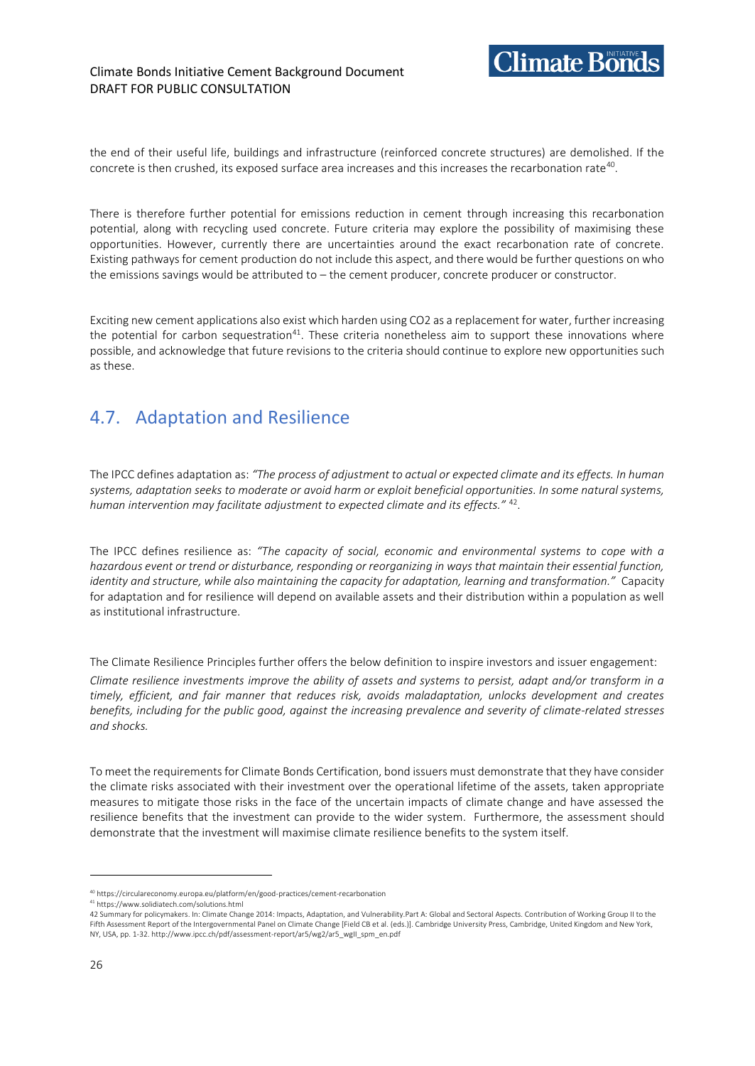the end of their useful life, buildings and infrastructure (reinforced concrete structures) are demolished. If the concrete is then crushed, its exposed surface area increases and this increases the recarbonation rate[40].

There is therefore further potential for emissions reduction in cement through increasing this recarbonation potential, along with recycling used concrete. Future criteria may explore the possibility of maximising these opportunities. However, currently there are uncertainties around the exact recarbonation rate of concrete. Existing pathways for cement production do not include this aspect, and there would be further questions on who the emissions savings would be attributed to – the cement producer, concrete producer or constructor.

Exciting new cement applications also exist which harden using $CO_2$ as a replacement for water, further increasing the potential for carbon sequestration[41]. These criteria nonetheless aim to support these innovations where possible, and acknowledge that future revisions to the criteria should continue to explore new opportunities such as these.

## 4.7. Adaptation and Resilience

The IPCC defines adaptation as: *"The process of adjustment to actual or expected climate and its effects. In human systems, adaptation seeks to moderate or avoid harm or exploit beneficial opportunities. In some natural systems, human intervention may facilitate adjustment to expected climate and its effects."* [42].

The IPCC defines resilience as: *"The capacity of social, economic and environmental systems to cope with a hazardous event or trend or disturbance, responding or reorganizing in ways that maintain their essential function, identity and structure, while also maintaining the capacity for adaptation, learning and transformation."* Capacity for adaptation and for resilience will depend on available assets and their distribution within a population as well as institutional infrastructure.

The Climate Resilience Principles further offers the below definition to inspire investors and issuer engagement:

*Climate resilience investments improve the ability of assets and systems to persist, adapt and/or transform in a timely, efficient, and fair manner that reduces risk, avoids maladaptation, unlocks development and creates benefits, including for the public good, against the increasing prevalence and severity of climate-related stresses and shocks.*

To meet the requirements for Climate Bonds Certification, bond issuers must demonstrate that they have consider the climate risks associated with their investment over the operational lifetime of the assets, taken appropriate measures to mitigate those risks in the face of the uncertain impacts of climate change and have assessed the resilience benefits that the investment can provide to the wider system. Furthermore, the assessment should demonstrate that the investment will maximise climate resilience benefits to the system itself.

---

[40] https://circulareconomy.europa.eu/platform/en/good-practices/cement-recarbonation

[41] https://www.solidiatech.com/solutions.html

42 Summary for policymakers. In: Climate Change 2014: Impacts, Adaptation, and Vulnerability.Part A: Global and Sectoral Aspects. Contribution of Working Group II to the Fifth Assessment Report of the Intergovernmental Panel on Climate Change [Field CB et al. (eds.)]. Cambridge University Press, Cambridge, United Kingdom and New York, NY, USA, pp. 1-32. http://www.ipcc.ch/pdf/assessment-report/ar5/wg2/ar5_wgII_spm_en.pdf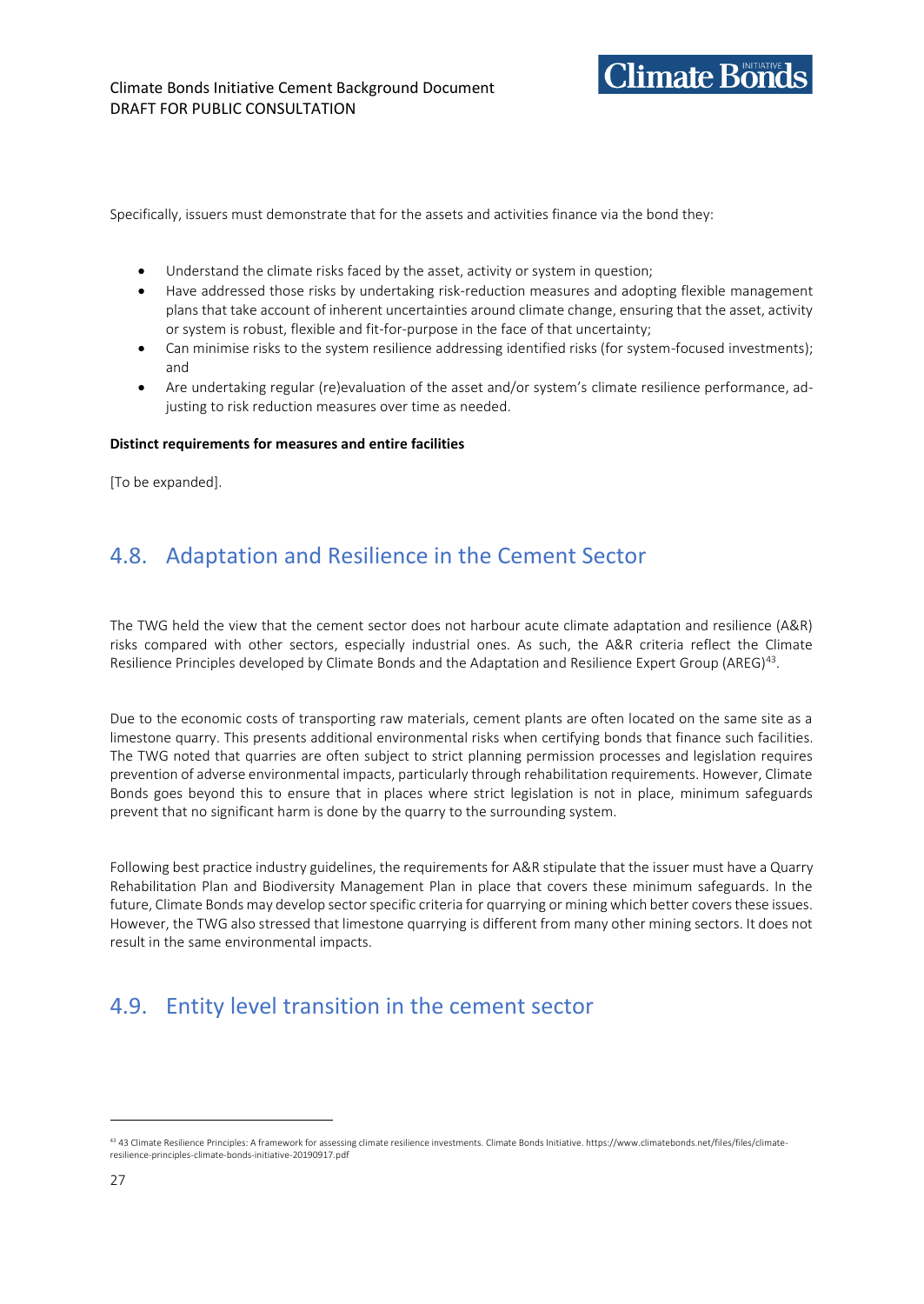Specifically, issuers must demonstrate that for the assets and activities finance via the bond they:

- Understand the climate risks faced by the asset, activity or system in question;
- Have addressed those risks by undertaking risk-reduction measures and adopting flexible management plans that take account of inherent uncertainties around climate change, ensuring that the asset, activity or system is robust, flexible and fit-for-purpose in the face of that uncertainty;
- Can minimise risks to the system resilience addressing identified risks (for system-focused investments); and
- Are undertaking regular (re)evaluation of the asset and/or system's climate resilience performance, adjusting to risk reduction measures over time as needed.

**Distinct requirements for measures and entire facilities**

[To be expanded].

## 4.8. Adaptation and Resilience in the Cement Sector

The TWG held the view that the cement sector does not harbour acute climate adaptation and resilience (A&R) risks compared with other sectors, especially industrial ones. As such, the A&R criteria reflect the Climate Resilience Principles developed by Climate Bonds and the Adaptation and Resilience Expert Group (AREG)[43].

Due to the economic costs of transporting raw materials, cement plants are often located on the same site as a limestone quarry. This presents additional environmental risks when certifying bonds that finance such facilities. The TWG noted that quarries are often subject to strict planning permission processes and legislation requires prevention of adverse environmental impacts, particularly through rehabilitation requirements. However, Climate Bonds goes beyond this to ensure that in places where strict legislation is not in place, minimum safeguards prevent that no significant harm is done by the quarry to the surrounding system.

Following best practice industry guidelines, the requirements for A&R stipulate that the issuer must have a Quarry Rehabilitation Plan and Biodiversity Management Plan in place that covers these minimum safeguards. In the future, Climate Bonds may develop sector specific criteria for quarrying or mining which better covers these issues. However, the TWG also stressed that limestone quarrying is different from many other mining sectors. It does not result in the same environmental impacts.

## 4.9. Entity level transition in the cement sector

[43] 43 Climate Resilience Principles: A framework for assessing climate resilience investments. Climate Bonds Initiative. https://www.climatebonds.net/files/files/climate-resilience-principles-climate-bonds-initiative-20190917.pdf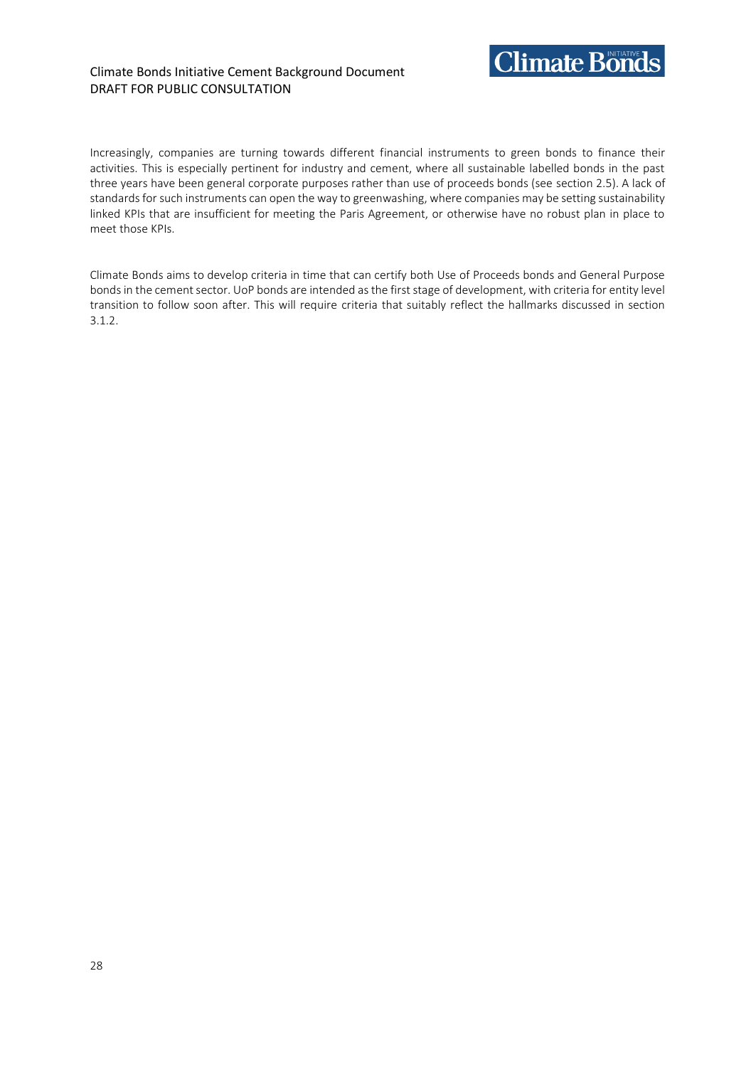Increasingly, companies are turning towards different financial instruments to green bonds to finance their activities. This is especially pertinent for industry and cement, where all sustainable labelled bonds in the past three years have been general corporate purposes rather than use of proceeds bonds (see section 2.5). A lack of standards for such instruments can open the way to greenwashing, where companies may be setting sustainability linked KPIs that are insufficient for meeting the Paris Agreement, or otherwise have no robust plan in place to meet those KPIs.

Climate Bonds aims to develop criteria in time that can certify both Use of Proceeds bonds and General Purpose bonds in the cement sector. UoP bonds are intended as the first stage of development, with criteria for entity level transition to follow soon after. This will require criteria that suitably reflect the hallmarks discussed in section 3.1.2.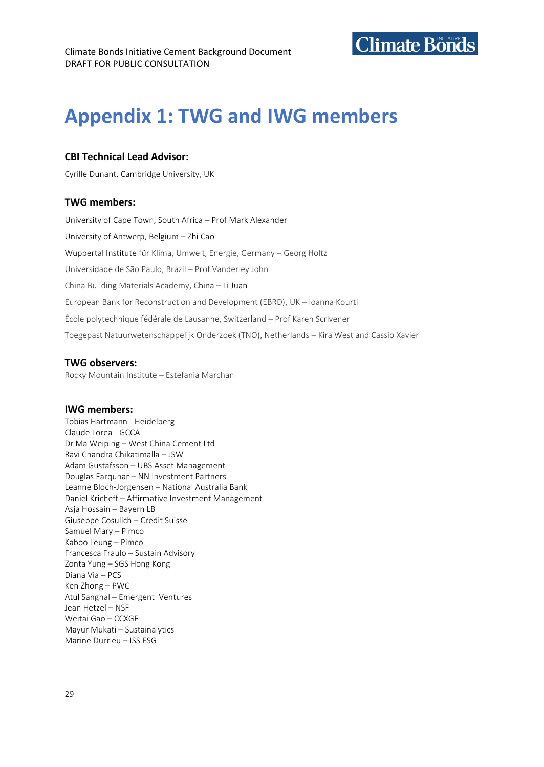# Appendix 1: TWG and IWG members

**CBI Technical Lead Advisor:**

Cyrille Dunant, Cambridge University, UK

**TWG members:**

University of Cape Town, South Africa – Prof Mark Alexander

University of Antwerp, Belgium – Zhi Cao

Wuppertal Institute für Klima, Umwelt, Energie, Germany – Georg Holtz

Universidade de São Paulo, Brazil – Prof Vanderley John

China Building Materials Academy, China – Li Juan

European Bank for Reconstruction and Development (EBRD), UK – Ioanna Kourti

École polytechnique fédérale de Lausanne, Switzerland – Prof Karen Scrivener

Toegepast Natuurwetenschappelijk Onderzoek (TNO), Netherlands – Kira West and Cassio Xavier

**TWG observers:**

Rocky Mountain Institute – Estefania Marchan

**IWG members:**

Tobias Hartmann - Heidelberg
Claude Lorea - GCCA
Dr Ma Weiping – West China Cement Ltd
Ravi Chandra Chikatimalla – JSW
Adam Gustafsson – UBS Asset Management
Douglas Farquhar – NN Investment Partners
Leanne Bloch-Jorgensen – National Australia Bank
Daniel Kricheff – Affirmative Investment Management
Asja Hossain – Bayern LB
Giuseppe Cosulich – Credit Suisse
Samuel Mary – Pimco
Kaboo Leung – Pimco
Francesca Fraulo – Sustain Advisory
Zonta Yung – SGS Hong Kong
Diana Via – PCS
Ken Zhong – PWC
Atul Sanghal – Emergent Ventures
Jean Hetzel – NSF
Weitai Gao – CCXGF
Mayur Mukati – Sustainalytics
Marine Durrieu – ISS ESG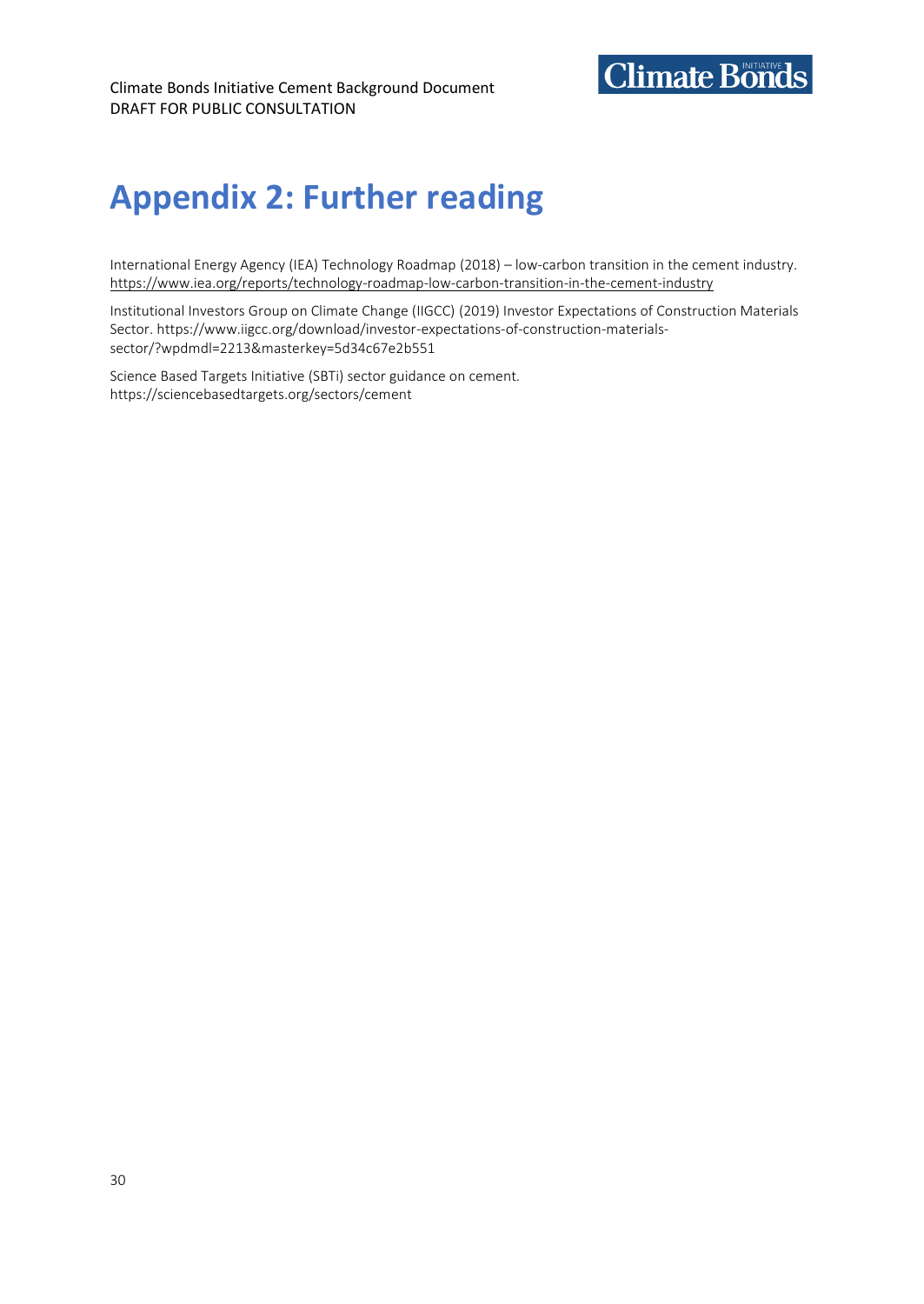# Appendix 2: Further reading

International Energy Agency (IEA) Technology Roadmap (2018) – low-carbon transition in the cement industry. https://www.iea.org/reports/technology-roadmap-low-carbon-transition-in-the-cement-industry

Institutional Investors Group on Climate Change (IIGCC) (2019) Investor Expectations of Construction Materials Sector. https://www.iigcc.org/download/investor-expectations-of-construction-materials-sector/?wpdmdl=2213&masterkey=5d34c67e2b551

Science Based Targets Initiative (SBTi) sector guidance on cement. https://sciencebasedtargets.org/sectors/cement